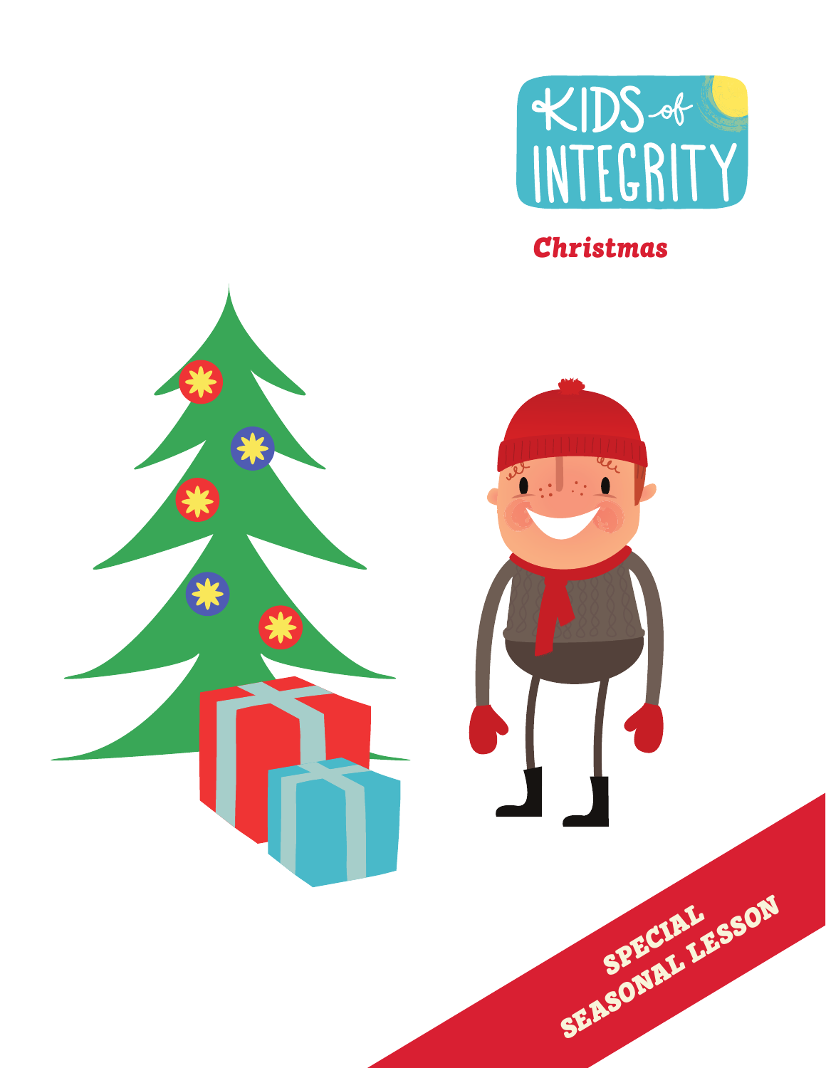# KIDS of INTEGRITY

## Christmas

SPECIAL SEASONAL LESSON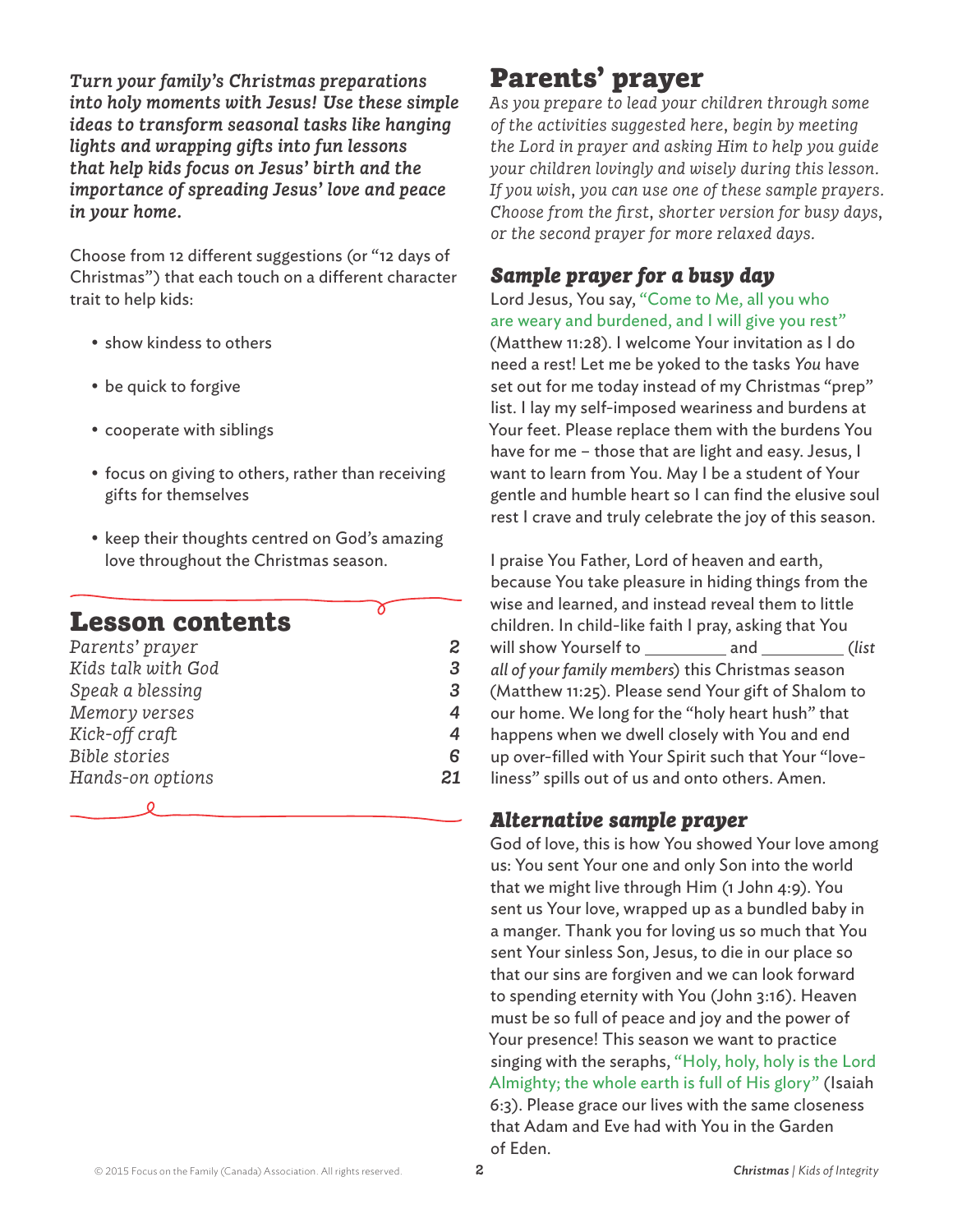*Turn your family's Christmas preparations into holy moments with Jesus! Use these simple ideas to transform seasonal tasks like hanging lights and wrapping gifts into fun lessons that help kids focus on Jesus' birth and the importance of spreading Jesus' love and peace in your home.*

Choose from 12 different suggestions (or "12 days of Christmas") that each touch on a different character trait to help kids:

- show kindess to others
- be quick to forgive
- cooperate with siblings
- focus on giving to others, rather than receiving gifts for themselves
- keep their thoughts centred on God's amazing love throughout the Christmas season.

## Lesson contents

| | |
|---|---|
| *Parents' prayer* | *2* |
| *Kids talk with God* | *3* |
| *Speak a blessing* | *3* |
| *Memory verses* | *4* |
| *Kick-off craft* | *4* |
| *Bible stories* | *6* |
| *Hands-on options* | *21* |

# Parents' prayer

*As you prepare to lead your children through some of the activities suggested here, begin by meeting the Lord in prayer and asking Him to help you guide your children lovingly and wisely during this lesson. If you wish, you can use one of these sample prayers. Choose from the first, shorter version for busy days, or the second prayer for more relaxed days.*

## Sample prayer for a busy day

Lord Jesus, You say, "Come to Me, all you who are weary and burdened, and I will give you rest" (Matthew 11:28). I welcome Your invitation as I do need a rest! Let me be yoked to the tasks *You* have set out for me today instead of my Christmas "prep" list. I lay my self-imposed weariness and burdens at Your feet. Please replace them with the burdens You have for me – those that are light and easy. Jesus, I want to learn from You. May I be a student of Your gentle and humble heart so I can find the elusive soul rest I crave and truly celebrate the joy of this season.

I praise You Father, Lord of heaven and earth, because You take pleasure in hiding things from the wise and learned, and instead reveal them to little children. In child-like faith I pray, asking that You will show Yourself to _________ and _________ (*list all of your family members*) this Christmas season (Matthew 11:25). Please send Your gift of Shalom to our home. We long for the "holy heart hush" that happens when we dwell closely with You and end up over-filled with Your Spirit such that Your "love-liness" spills out of us and onto others. Amen.

## Alternative sample prayer

God of love, this is how You showed Your love among us: You sent Your one and only Son into the world that we might live through Him (1 John 4:9). You sent us Your love, wrapped up as a bundled baby in a manger. Thank you for loving us so much that You sent Your sinless Son, Jesus, to die in our place so that our sins are forgiven and we can look forward to spending eternity with You (John 3:16). Heaven must be so full of peace and joy and the power of Your presence! This season we want to practice singing with the seraphs, "Holy, holy, holy is the Lord Almighty; the whole earth is full of His glory" (Isaiah 6:3). Please grace our lives with the same closeness that Adam and Eve had with You in the Garden of Eden.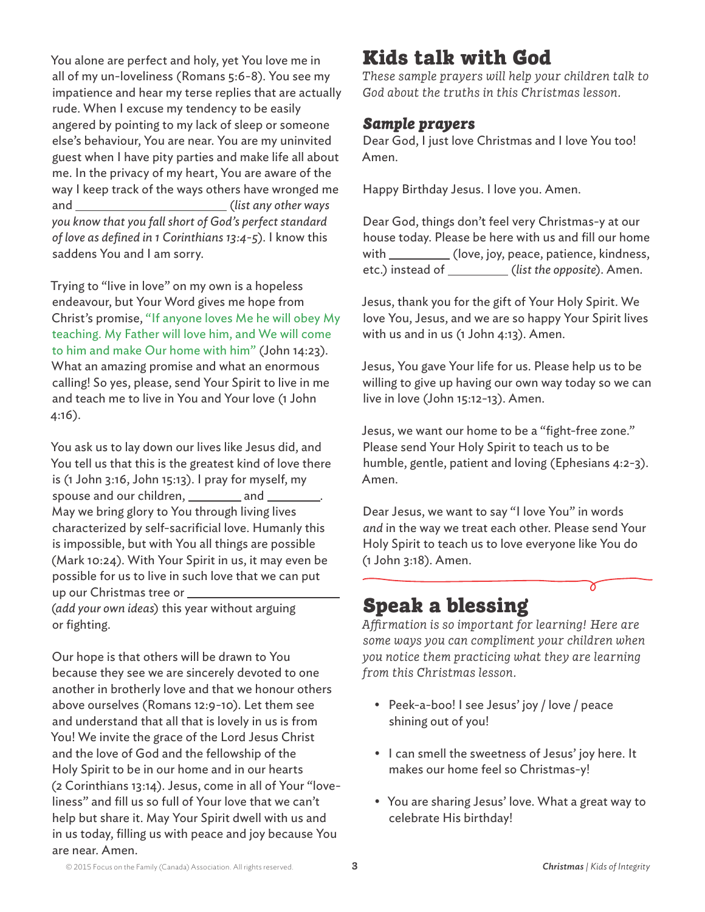You alone are perfect and holy, yet You love me in all of my un-loveliness (Romans 5:6-8). You see my impatience and hear my terse replies that are actually rude. When I excuse my tendency to be easily angered by pointing to my lack of sleep or someone else's behaviour, You are near. You are my uninvited guest when I have pity parties and make life all about me. In the privacy of my heart, You are aware of the way I keep track of the ways others have wronged me and ______________________ *(list any other ways you know that you fall short of God's perfect standard of love as defined in 1 Corinthians 13:4-5*). I know this saddens You and I am sorry.

Trying to "live in love" on my own is a hopeless endeavour, but Your Word gives me hope from Christ's promise, "If anyone loves Me he will obey My teaching. My Father will love him, and We will come to him and make Our home with him" (John 14:23). What an amazing promise and what an enormous calling! So yes, please, send Your Spirit to live in me and teach me to live in You and Your love (1 John 4:16).

You ask us to lay down our lives like Jesus did, and You tell us that this is the greatest kind of love there is (1 John 3:16, John 15:13). I pray for myself, my spouse and our children, ________ and ________. May we bring glory to You through living lives characterized by self-sacrificial love. Humanly this is impossible, but with You all things are possible (Mark 10:24). With Your Spirit in us, it may even be possible for us to live in such love that we can put up our Christmas tree or ______________________ (*add your own ideas*) this year without arguing or fighting.

Our hope is that others will be drawn to You because they see we are sincerely devoted to one another in brotherly love and that we honour others above ourselves (Romans 12:9-10). Let them see and understand that all that is lovely in us is from You! We invite the grace of the Lord Jesus Christ and the love of God and the fellowship of the Holy Spirit to be in our home and in our hearts (2 Corinthians 13:14). Jesus, come in all of Your "love-liness" and fill us so full of Your love that we can't help but share it. May Your Spirit dwell with us and in us today, filling us with peace and joy because You are near. Amen.

# Kids talk with God

*These sample prayers will help your children talk to God about the truths in this Christmas lesson.*

### *Sample prayers*

Dear God, I just love Christmas and I love You too! Amen.

Happy Birthday Jesus. I love you. Amen.

Dear God, things don't feel very Christmas-y at our house today. Please be here with us and fill our home with _________ (love, joy, peace, patience, kindness, etc.) instead of _________ (*list the opposite*). Amen.

Jesus, thank you for the gift of Your Holy Spirit. We love You, Jesus, and we are so happy Your Spirit lives with us and in us (1 John 4:13). Amen.

Jesus, You gave Your life for us. Please help us to be willing to give up having our own way today so we can live in love (John 15:12-13). Amen.

Jesus, we want our home to be a "fight-free zone." Please send Your Holy Spirit to teach us to be humble, gentle, patient and loving (Ephesians 4:2-3). Amen.

Dear Jesus, we want to say "I love You" in words *and* in the way we treat each other. Please send Your Holy Spirit to teach us to love everyone like You do (1 John 3:18). Amen.

# Speak a blessing

*Affirmation is so important for learning! Here are some ways you can compliment your children when you notice them practicing what they are learning from this Christmas lesson.*

- Peek-a-boo! I see Jesus' joy / love / peace shining out of you!
- I can smell the sweetness of Jesus' joy here. It makes our home feel so Christmas-y!
- You are sharing Jesus' love. What a great way to celebrate His birthday!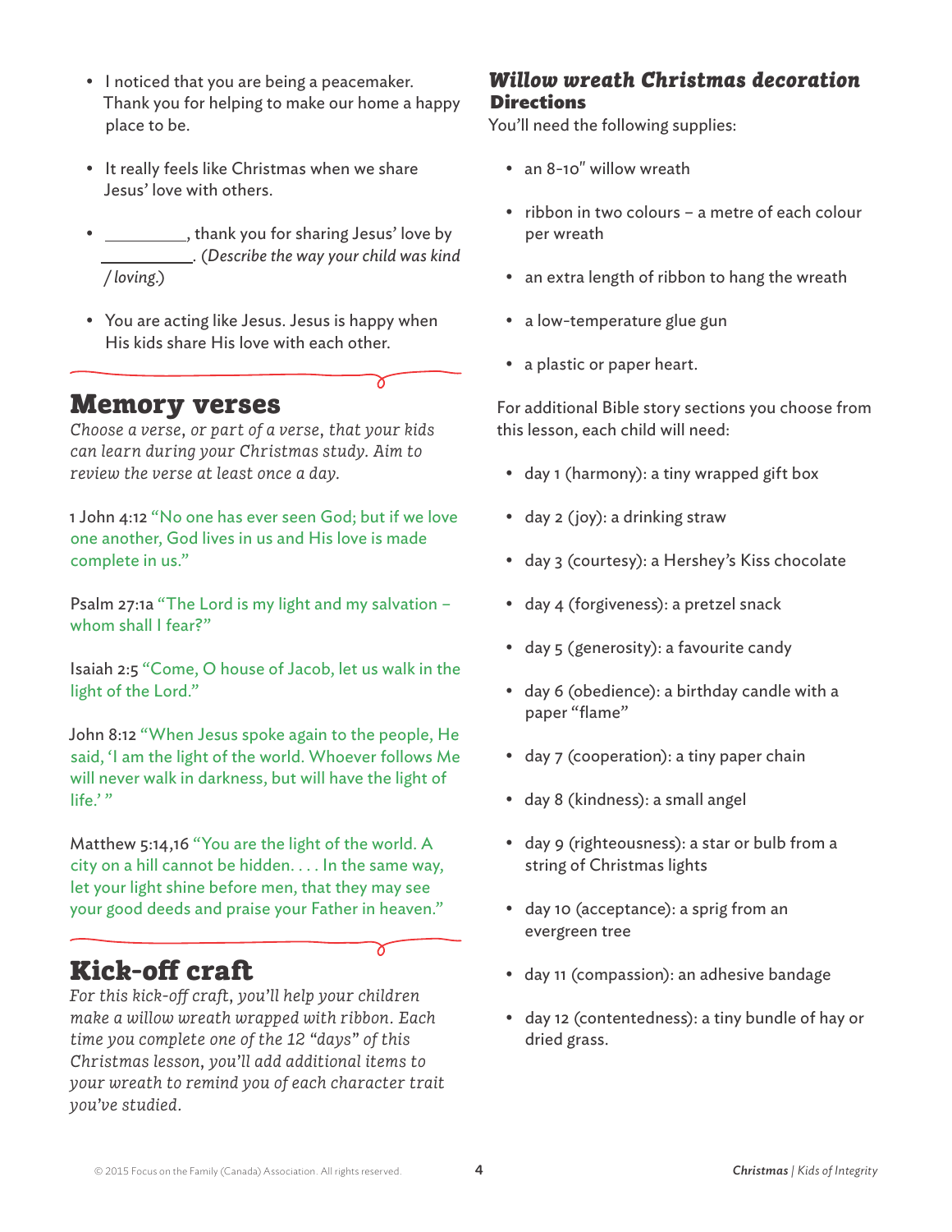- I noticed that you are being a peacemaker. Thank you for helping to make our home a happy place to be.
- It really feels like Christmas when we share Jesus' love with others.
- __________, thank you for sharing Jesus' love by __________. (*Describe the way your child was kind / loving.*)
- You are acting like Jesus. Jesus is happy when His kids share His love with each other.

## Memory verses

*Choose a verse, or part of a verse, that your kids can learn during your Christmas study. Aim to review the verse at least once a day.*

1 John 4:12 "No one has ever seen God; but if we love one another, God lives in us and His love is made complete in us."

Psalm 27:1a "The Lord is my light and my salvation – whom shall I fear?"

Isaiah 2:5 "Come, O house of Jacob, let us walk in the light of the Lord."

John 8:12 "When Jesus spoke again to the people, He said, 'I am the light of the world. Whoever follows Me will never walk in darkness, but will have the light of life.' "

Matthew 5:14,16 "You are the light of the world. A city on a hill cannot be hidden. . . . In the same way, let your light shine before men, that they may see your good deeds and praise your Father in heaven."

## Kick-off craft

*For this kick-off craft, you'll help your children make a willow wreath wrapped with ribbon. Each time you complete one of the 12 "days" of this Christmas lesson, you'll add additional items to your wreath to remind you of each character trait you've studied.*

### *Willow wreath Christmas decoration*
### Directions

You'll need the following supplies:

- an 8-10" willow wreath
- ribbon in two colours – a metre of each colour per wreath
- an extra length of ribbon to hang the wreath
- a low-temperature glue gun
- a plastic or paper heart.

For additional Bible story sections you choose from this lesson, each child will need:

- day 1 (harmony): a tiny wrapped gift box
- day 2 (joy): a drinking straw
- day 3 (courtesy): a Hershey's Kiss chocolate
- day 4 (forgiveness): a pretzel snack
- day 5 (generosity): a favourite candy
- day 6 (obedience): a birthday candle with a paper "flame"
- day 7 (cooperation): a tiny paper chain
- day 8 (kindness): a small angel
- day 9 (righteousness): a star or bulb from a string of Christmas lights
- day 10 (acceptance): a sprig from an evergreen tree
- day 11 (compassion): an adhesive bandage
- day 12 (contentedness): a tiny bundle of hay or dried grass.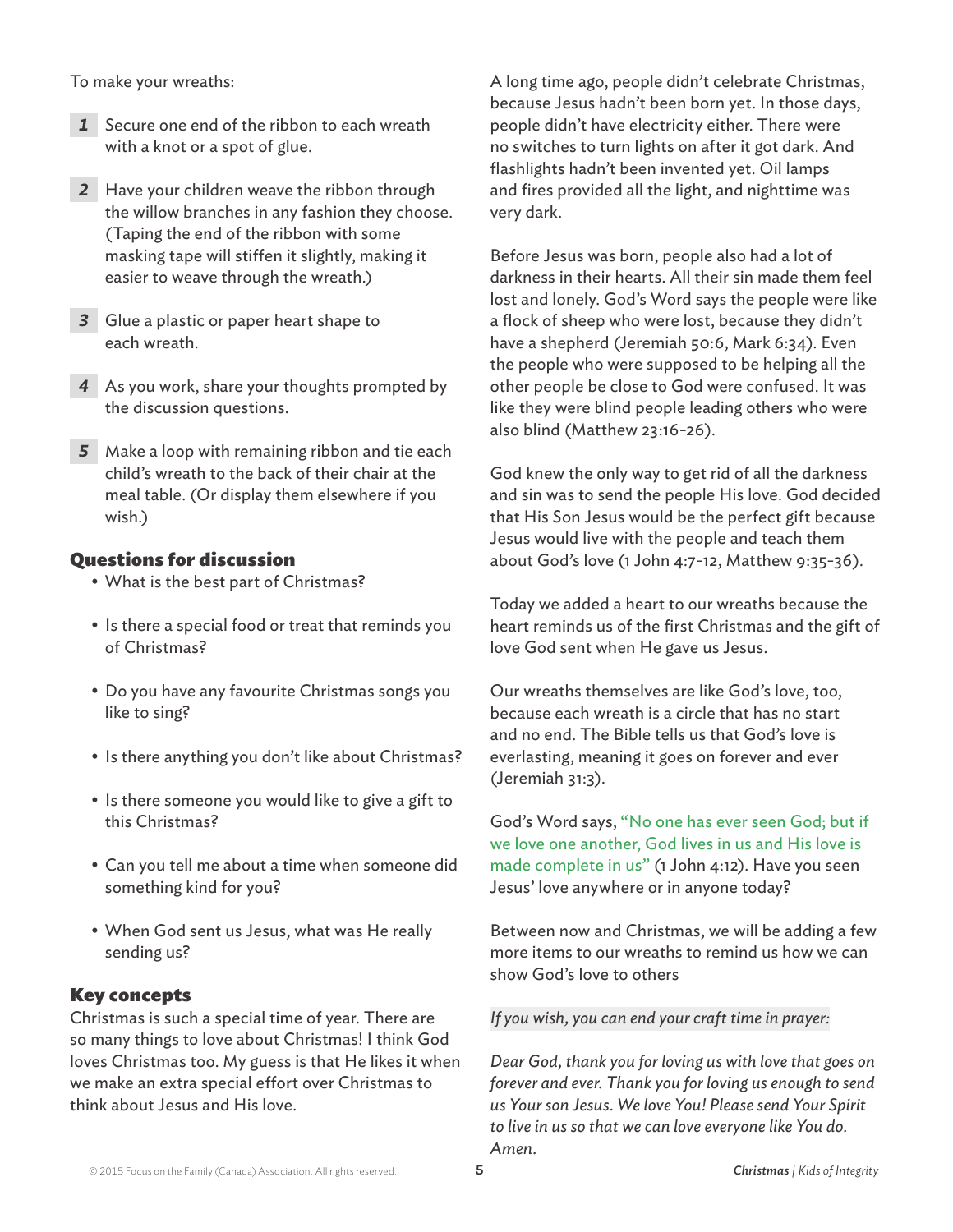To make your wreaths:

1. Secure one end of the ribbon to each wreath with a knot or a spot of glue.
2. Have your children weave the ribbon through the willow branches in any fashion they choose. (Taping the end of the ribbon with some masking tape will stiffen it slightly, making it easier to weave through the wreath.)
3. Glue a plastic or paper heart shape to each wreath.
4. As you work, share your thoughts prompted by the discussion questions.
5. Make a loop with remaining ribbon and tie each child's wreath to the back of their chair at the meal table. (Or display them elsewhere if you wish.)

## Questions for discussion

- What is the best part of Christmas?
- Is there a special food or treat that reminds you of Christmas?
- Do you have any favourite Christmas songs you like to sing?
- Is there anything you don't like about Christmas?
- Is there someone you would like to give a gift to this Christmas?
- Can you tell me about a time when someone did something kind for you?
- When God sent us Jesus, what was He really sending us?

## Key concepts

Christmas is such a special time of year. There are so many things to love about Christmas! I think God loves Christmas too. My guess is that He likes it when we make an extra special effort over Christmas to think about Jesus and His love.

A long time ago, people didn't celebrate Christmas, because Jesus hadn't been born yet. In those days, people didn't have electricity either. There were no switches to turn lights on after it got dark. And flashlights hadn't been invented yet. Oil lamps and fires provided all the light, and nighttime was very dark.

Before Jesus was born, people also had a lot of darkness in their hearts. All their sin made them feel lost and lonely. God's Word says the people were like a flock of sheep who were lost, because they didn't have a shepherd (Jeremiah 50:6, Mark 6:34). Even the people who were supposed to be helping all the other people be close to God were confused. It was like they were blind people leading others who were also blind (Matthew 23:16-26).

God knew the only way to get rid of all the darkness and sin was to send the people His love. God decided that His Son Jesus would be the perfect gift because Jesus would live with the people and teach them about God's love (1 John 4:7-12, Matthew 9:35-36).

Today we added a heart to our wreaths because the heart reminds us of the first Christmas and the gift of love God sent when He gave us Jesus.

Our wreaths themselves are like God's love, too, because each wreath is a circle that has no start and no end. The Bible tells us that God's love is everlasting, meaning it goes on forever and ever (Jeremiah 31:3).

God's Word says, "No one has ever seen God; but if we love one another, God lives in us and His love is made complete in us" (1 John 4:12). Have you seen Jesus' love anywhere or in anyone today?

Between now and Christmas, we will be adding a few more items to our wreaths to remind us how we can show God's love to others

*If you wish, you can end your craft time in prayer:*

*Dear God, thank you for loving us with love that goes on forever and ever. Thank you for loving us enough to send us Your son Jesus. We love You! Please send Your Spirit to live in us so that we can love everyone like You do. Amen.*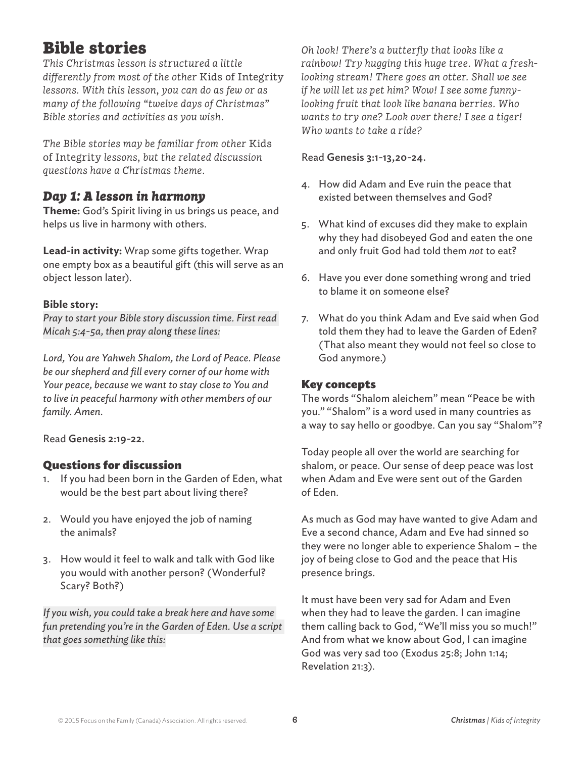# Bible stories

*This Christmas lesson is structured a little differently from most of the other* Kids of Integrity *lessons. With this lesson, you can do as few or as many of the following "twelve days of Christmas" Bible stories and activities as you wish.*

*The Bible stories may be familiar from other* Kids of Integrity *lessons, but the related discussion questions have a Christmas theme.*

## *Day 1: A lesson in harmony*

**Theme:** God's Spirit living in us brings us peace, and helps us live in harmony with others.

**Lead-in activity:** Wrap some gifts together. Wrap one empty box as a beautiful gift (this will serve as an object lesson later).

**Bible story:**

*Pray to start your Bible story discussion time. First read Micah 5:4-5a, then pray along these lines:*

*Lord, You are Yahweh Shalom, the Lord of Peace. Please be our shepherd and fill every corner of our home with Your peace, because we want to stay close to You and to live in peaceful harmony with other members of our family. Amen.*

Read **Genesis 2:19-22.**

### Questions for discussion

1. If you had been born in the Garden of Eden, what would be the best part about living there?
2. Would you have enjoyed the job of naming the animals?
3. How would it feel to walk and talk with God like you would with another person? (Wonderful? Scary? Both?)

*If you wish, you could take a break here and have some fun pretending you're in the Garden of Eden. Use a script that goes something like this:*

*Oh look! There's a butterfly that looks like a rainbow! Try hugging this huge tree. What a fresh-looking stream! There goes an otter. Shall we see if he will let us pet him? Wow! I see some funny-looking fruit that look like banana berries. Who wants to try one? Look over there! I see a tiger! Who wants to take a ride?*

Read **Genesis 3:1-13,20-24.**

4. How did Adam and Eve ruin the peace that existed between themselves and God?
5. What kind of excuses did they make to explain why they had disobeyed God and eaten the one and only fruit God had told them *not* to eat?
6. Have you ever done something wrong and tried to blame it on someone else?
7. What do you think Adam and Eve said when God told them they had to leave the Garden of Eden? (That also meant they would not feel so close to God anymore.)

### Key concepts

The words "Shalom aleichem" mean "Peace be with you." "Shalom" is a word used in many countries as a way to say hello or goodbye. Can you say "Shalom"?

Today people all over the world are searching for shalom, or peace. Our sense of deep peace was lost when Adam and Eve were sent out of the Garden of Eden.

As much as God may have wanted to give Adam and Eve a second chance, Adam and Eve had sinned so they were no longer able to experience Shalom – the joy of being close to God and the peace that His presence brings.

It must have been very sad for Adam and Even when they had to leave the garden. I can imagine them calling back to God, "We'll miss you so much!" And from what we know about God, I can imagine God was very sad too (Exodus 25:8; John 1:14; Revelation 21:3).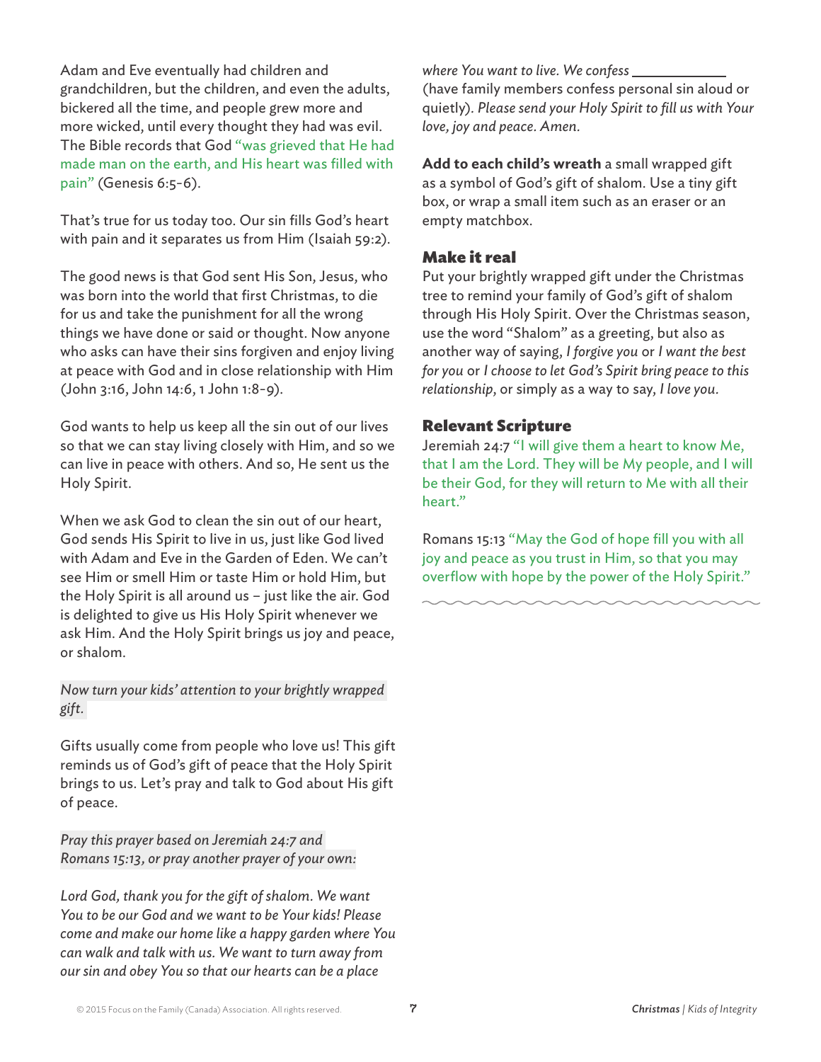Adam and Eve eventually had children and grandchildren, but the children, and even the adults, bickered all the time, and people grew more and more wicked, until every thought they had was evil. The Bible records that God "was grieved that He had made man on the earth, and His heart was filled with pain" (Genesis 6:5-6).

That's true for us today too. Our sin fills God's heart with pain and it separates us from Him (Isaiah 59:2).

The good news is that God sent His Son, Jesus, who was born into the world that first Christmas, to die for us and take the punishment for all the wrong things we have done or said or thought. Now anyone who asks can have their sins forgiven and enjoy living at peace with God and in close relationship with Him (John 3:16, John 14:6, 1 John 1:8-9).

God wants to help us keep all the sin out of our lives so that we can stay living closely with Him, and so we can live in peace with others. And so, He sent us the Holy Spirit.

When we ask God to clean the sin out of our heart, God sends His Spirit to live in us, just like God lived with Adam and Eve in the Garden of Eden. We can't see Him or smell Him or taste Him or hold Him, but the Holy Spirit is all around us – just like the air. God is delighted to give us His Holy Spirit whenever we ask Him. And the Holy Spirit brings us joy and peace, or shalom.

*Now turn your kids' attention to your brightly wrapped gift.*

Gifts usually come from people who love us! This gift reminds us of God's gift of peace that the Holy Spirit brings to us. Let's pray and talk to God about His gift of peace.

*Pray this prayer based on Jeremiah 24:7 and Romans 15:13, or pray another prayer of your own:*

*Lord God, thank you for the gift of shalom. We want You to be our God and we want to be Your kids! Please come and make our home like a happy garden where You can walk and talk with us. We want to turn away from our sin and obey You so that our hearts can be a place where You want to live. We confess* \_\_\_\_\_\_\_\_\_\_\_\_ (have family members confess personal sin aloud or quietly). *Please send your Holy Spirit to fill us with Your love, joy and peace. Amen.*

**Add to each child's wreath** a small wrapped gift as a symbol of God's gift of shalom. Use a tiny gift box, or wrap a small item such as an eraser or an empty matchbox.

## Make it real

Put your brightly wrapped gift under the Christmas tree to remind your family of God's gift of shalom through His Holy Spirit. Over the Christmas season, use the word "Shalom" as a greeting, but also as another way of saying, *I forgive you* or *I want the best for you* or *I choose to let God's Spirit bring peace to this relationship*, or simply as a way to say, *I love you*.

## Relevant Scripture

Jeremiah 24:7 "I will give them a heart to know Me, that I am the Lord. They will be My people, and I will be their God, for they will return to Me with all their heart."

Romans 15:13 "May the God of hope fill you with all joy and peace as you trust in Him, so that you may overflow with hope by the power of the Holy Spirit."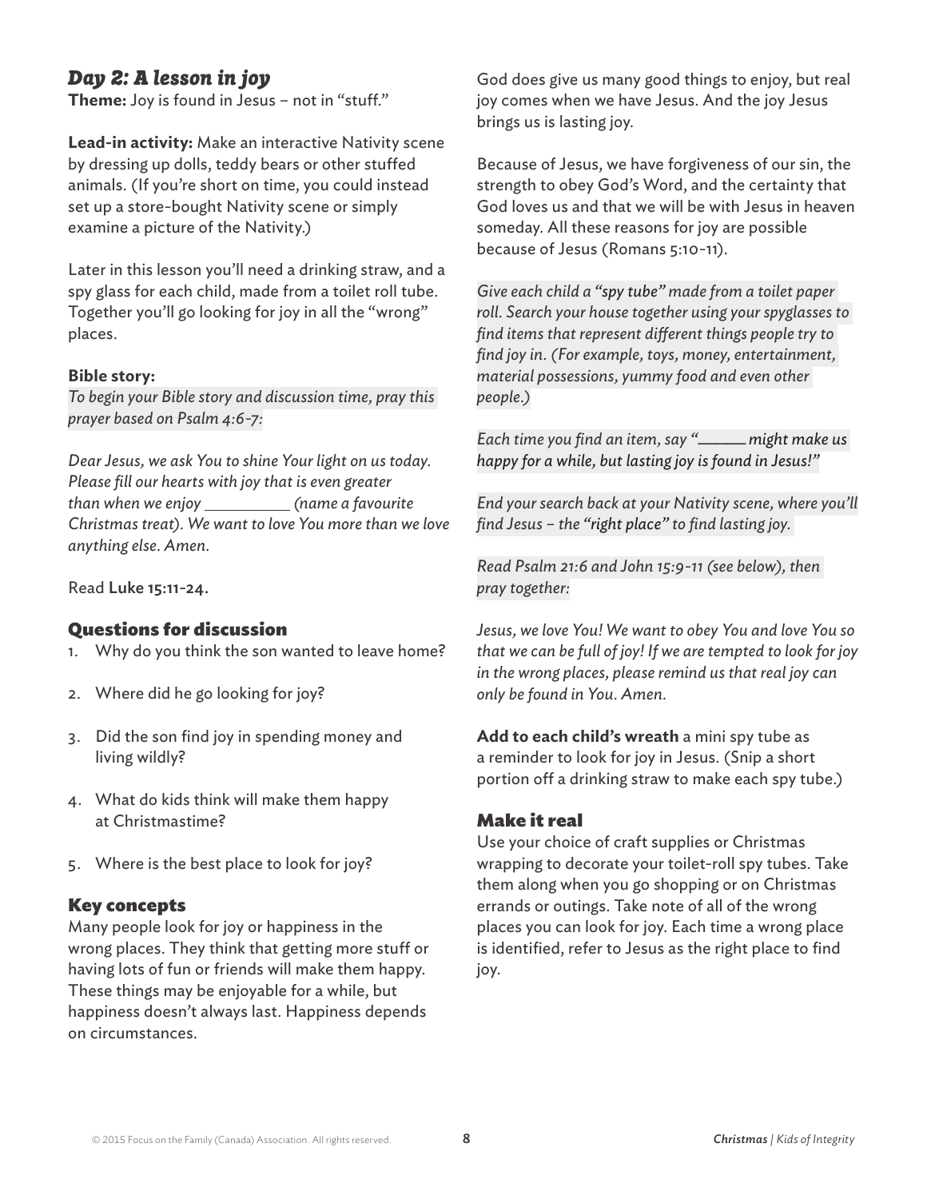## *Day 2: A lesson in joy*

**Theme:** Joy is found in Jesus – not in "stuff."

**Lead-in activity:** Make an interactive Nativity scene by dressing up dolls, teddy bears or other stuffed animals. (If you're short on time, you could instead set up a store-bought Nativity scene or simply examine a picture of the Nativity.)

Later in this lesson you'll need a drinking straw, and a spy glass for each child, made from a toilet roll tube. Together you'll go looking for joy in all the "wrong" places.

**Bible story:**

*To begin your Bible story and discussion time, pray this prayer based on Psalm 4:6-7:*

*Dear Jesus, we ask You to shine Your light on us today. Please fill our hearts with joy that is even greater than when we enjoy __________ (name a favourite Christmas treat). We want to love You more than we love anything else. Amen.*

Read **Luke 15:11-24.**

### Questions for discussion

1. Why do you think the son wanted to leave home?
2. Where did he go looking for joy?
3. Did the son find joy in spending money and living wildly?
4. What do kids think will make them happy at Christmastime?
5. Where is the best place to look for joy?

### Key concepts

Many people look for joy or happiness in the wrong places. They think that getting more stuff or having lots of fun or friends will make them happy. These things may be enjoyable for a while, but happiness doesn't always last. Happiness depends on circumstances.

God does give us many good things to enjoy, but real joy comes when we have Jesus. And the joy Jesus brings us is lasting joy.

Because of Jesus, we have forgiveness of our sin, the strength to obey God's Word, and the certainty that God loves us and that we will be with Jesus in heaven someday. All these reasons for joy are possible because of Jesus (Romans 5:10-11).

*Give each child a "spy tube" made from a toilet paper roll. Search your house together using your spyglasses to find items that represent different things people try to find joy in. (For example, toys, money, entertainment, material possessions, yummy food and even other people.)*

*Each time you find an item, say "______ might make us happy for a while, but lasting joy is found in Jesus!"*

*End your search back at your Nativity scene, where you'll find Jesus – the "right place" to find lasting joy.*

*Read Psalm 21:6 and John 15:9-11 (see below), then pray together:*

*Jesus, we love You! We want to obey You and love You so that we can be full of joy! If we are tempted to look for joy in the wrong places, please remind us that real joy can only be found in You. Amen.*

**Add to each child's wreath** a mini spy tube as a reminder to look for joy in Jesus. (Snip a short portion off a drinking straw to make each spy tube.)

### Make it real

Use your choice of craft supplies or Christmas wrapping to decorate your toilet-roll spy tubes. Take them along when you go shopping or on Christmas errands or outings. Take note of all of the wrong places you can look for joy. Each time a wrong place is identified, refer to Jesus as the right place to find joy.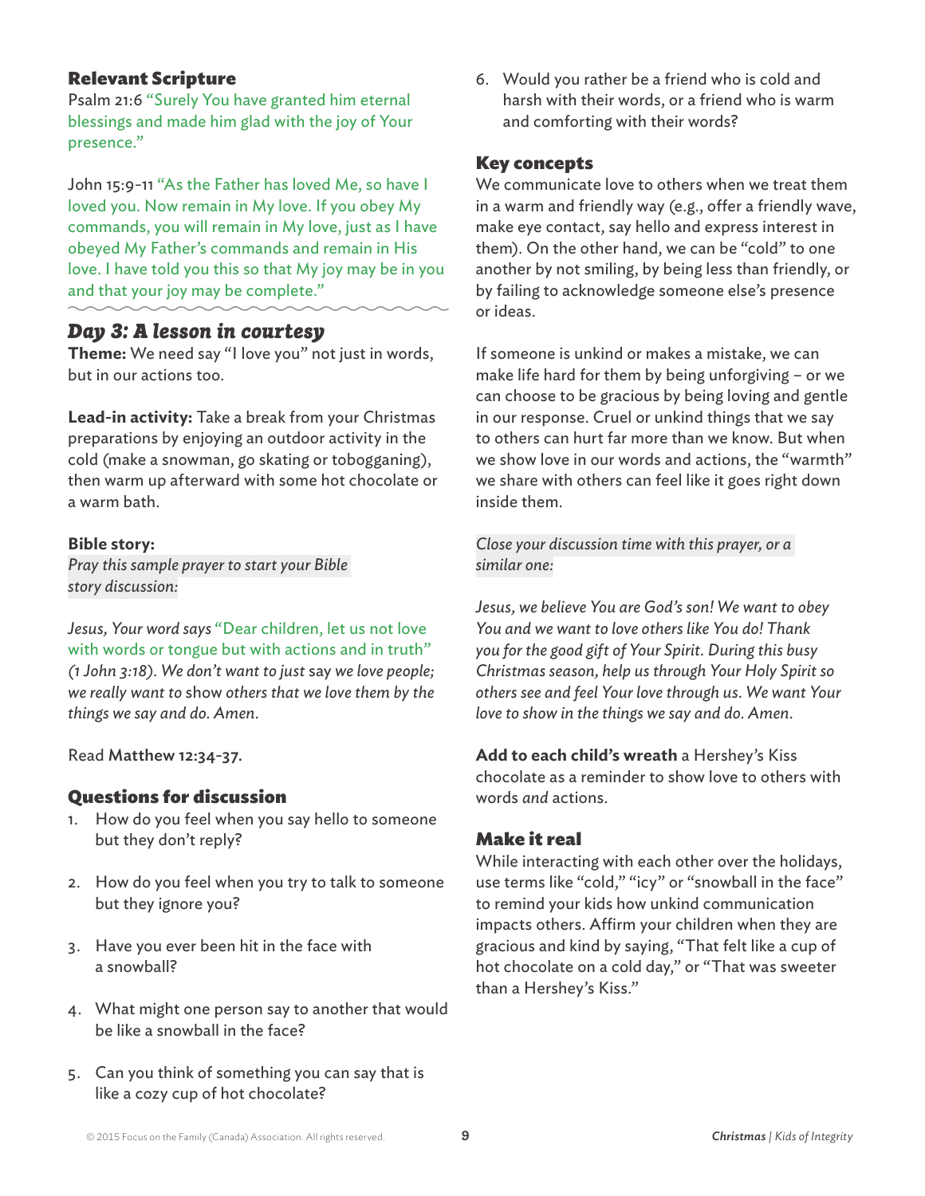## Relevant Scripture

Psalm 21:6 "Surely You have granted him eternal blessings and made him glad with the joy of Your presence."

John 15:9-11 "As the Father has loved Me, so have I loved you. Now remain in My love. If you obey My commands, you will remain in My love, just as I have obeyed My Father's commands and remain in His love. I have told you this so that My joy may be in you and that your joy may be complete."

## *Day 3: A lesson in courtesy*

**Theme:** We need say "I love you" not just in words, but in our actions too.

**Lead-in activity:** Take a break from your Christmas preparations by enjoying an outdoor activity in the cold (make a snowman, go skating or tobogganing), then warm up afterward with some hot chocolate or a warm bath.

**Bible story:**

*Pray this sample prayer to start your Bible story discussion:*

*Jesus, Your word says* "Dear children, let us not love with words or tongue but with actions and in truth" *(1 John 3:18). We don't want to just* say *we love people; we really want to* show *others that we love them by the things we say and do. Amen.*

Read **Matthew 12:34-37.**

### Questions for discussion

1. How do you feel when you say hello to someone but they don't reply?
2. How do you feel when you try to talk to someone but they ignore you?
3. Have you ever been hit in the face with a snowball?
4. What might one person say to another that would be like a snowball in the face?
5. Can you think of something you can say that is like a cozy cup of hot chocolate?
6. Would you rather be a friend who is cold and harsh with their words, or a friend who is warm and comforting with their words?

### Key concepts

We communicate love to others when we treat them in a warm and friendly way (e.g., offer a friendly wave, make eye contact, say hello and express interest in them). On the other hand, we can be "cold" to one another by not smiling, by being less than friendly, or by failing to acknowledge someone else's presence or ideas.

If someone is unkind or makes a mistake, we can make life hard for them by being unforgiving – or we can choose to be gracious by being loving and gentle in our response. Cruel or unkind things that we say to others can hurt far more than we know. But when we show love in our words and actions, the "warmth" we share with others can feel like it goes right down inside them.

*Close your discussion time with this prayer, or a similar one:*

*Jesus, we believe You are God's son! We want to obey You and we want to love others like You do! Thank you for the good gift of Your Spirit. During this busy Christmas season, help us through Your Holy Spirit so others see and feel Your love through us. We want Your love to show in the things we say and do. Amen.*

**Add to each child's wreath** a Hershey's Kiss chocolate as a reminder to show love to others with words *and* actions.

### Make it real

While interacting with each other over the holidays, use terms like "cold," "icy" or "snowball in the face" to remind your kids how unkind communication impacts others. Affirm your children when they are gracious and kind by saying, "That felt like a cup of hot chocolate on a cold day," or "That was sweeter than a Hershey's Kiss."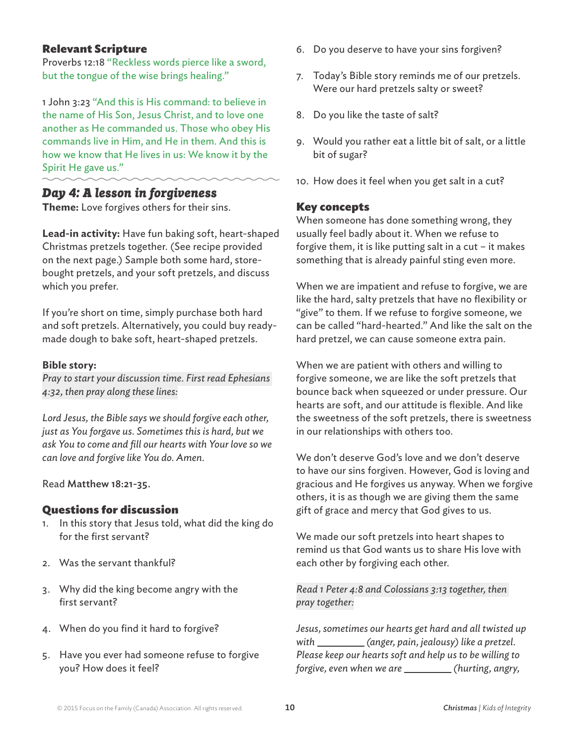### Relevant Scripture

Proverbs 12:18 "Reckless words pierce like a sword, but the tongue of the wise brings healing."

1 John 3:23 "And this is His command: to believe in the name of His Son, Jesus Christ, and to love one another as He commanded us. Those who obey His commands live in Him, and He in them. And this is how we know that He lives in us: We know it by the Spirit He gave us."

## *Day 4: A lesson in forgiveness*

**Theme:** Love forgives others for their sins.

**Lead-in activity:** Have fun baking soft, heart-shaped Christmas pretzels together. (See recipe provided on the next page.) Sample both some hard, store-bought pretzels, and your soft pretzels, and discuss which you prefer.

If you're short on time, simply purchase both hard and soft pretzels. Alternatively, you could buy ready-made dough to bake soft, heart-shaped pretzels.

**Bible story:**

*Pray to start your discussion time. First read Ephesians 4:32, then pray along these lines:*

*Lord Jesus, the Bible says we should forgive each other, just as You forgave us. Sometimes this is hard, but we ask You to come and fill our hearts with Your love so we can love and forgive like You do. Amen.*

Read **Matthew 18:21-35.**

### Questions for discussion

1. In this story that Jesus told, what did the king do for the first servant?
2. Was the servant thankful?
3. Why did the king become angry with the first servant?
4. When do you find it hard to forgive?
5. Have you ever had someone refuse to forgive you? How does it feel?
6. Do you deserve to have your sins forgiven?
7. Today's Bible story reminds me of our pretzels. Were our hard pretzels salty or sweet?
8. Do you like the taste of salt?
9. Would you rather eat a little bit of salt, or a little bit of sugar?
10. How does it feel when you get salt in a cut?

### Key concepts

When someone has done something wrong, they usually feel badly about it. When we refuse to forgive them, it is like putting salt in a cut – it makes something that is already painful sting even more.

When we are impatient and refuse to forgive, we are like the hard, salty pretzels that have no flexibility or "give" to them. If we refuse to forgive someone, we can be called "hard-hearted." And like the salt on the hard pretzel, we can cause someone extra pain.

When we are patient with others and willing to forgive someone, we are like the soft pretzels that bounce back when squeezed or under pressure. Our hearts are soft, and our attitude is flexible. And like the sweetness of the soft pretzels, there is sweetness in our relationships with others too.

We don't deserve God's love and we don't deserve to have our sins forgiven. However, God is loving and gracious and He forgives us anyway. When we forgive others, it is as though we are giving them the same gift of grace and mercy that God gives to us.

We made our soft pretzels into heart shapes to remind us that God wants us to share His love with each other by forgiving each other.

*Read 1 Peter 4:8 and Colossians 3:13 together, then pray together:*

*Jesus, sometimes our hearts get hard and all twisted up with ________ (anger, pain, jealousy) like a pretzel. Please keep our hearts soft and help us to be willing to forgive, even when we are ________ (hurting, angry,*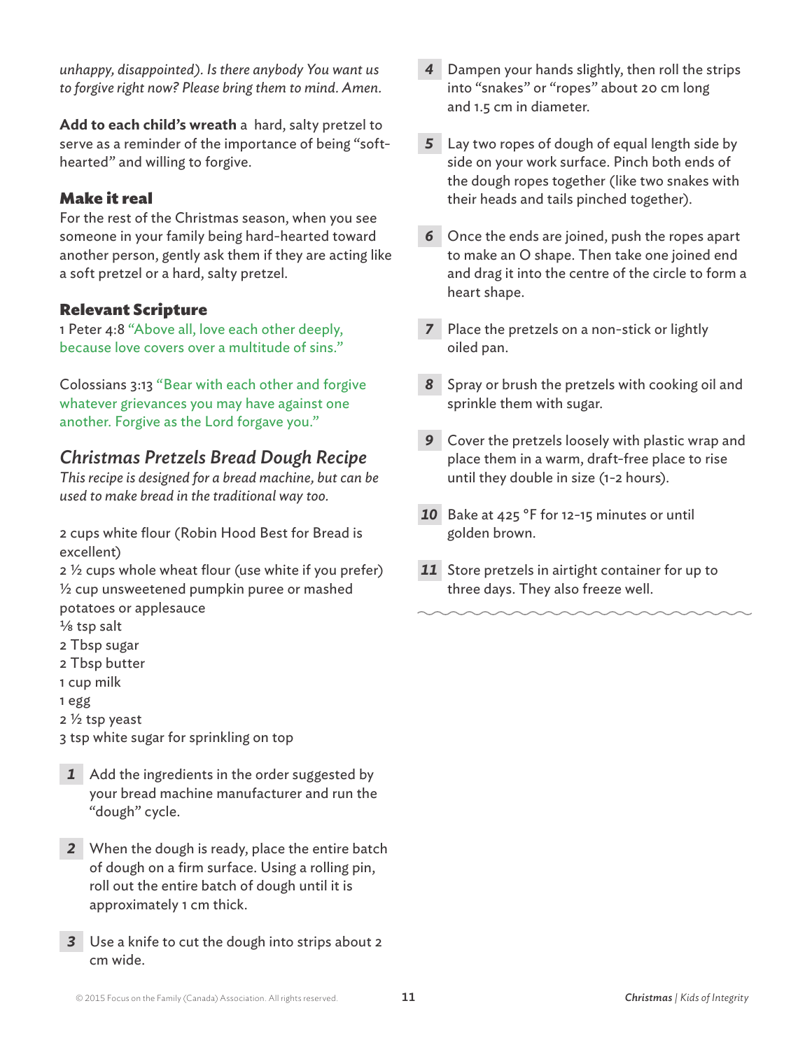*unhappy, disappointed). Is there anybody You want us to forgive right now? Please bring them to mind. Amen.*

**Add to each child's wreath** a hard, salty pretzel to serve as a reminder of the importance of being "soft-hearted" and willing to forgive.

### Make it real

For the rest of the Christmas season, when you see someone in your family being hard-hearted toward another person, gently ask them if they are acting like a soft pretzel or a hard, salty pretzel.

### Relevant Scripture

1 Peter 4:8 "Above all, love each other deeply, because love covers over a multitude of sins."

Colossians 3:13 "Bear with each other and forgive whatever grievances you may have against one another. Forgive as the Lord forgave you."

## *Christmas Pretzels Bread Dough Recipe*

*This recipe is designed for a bread machine, but can be used to make bread in the traditional way too.*

2 cups white flour (Robin Hood Best for Bread is excellent)
2 ½ cups whole wheat flour (use white if you prefer)
½ cup unsweetened pumpkin puree or mashed potatoes or applesauce
⅛ tsp salt
2 Tbsp sugar
2 Tbsp butter
1 cup milk
1 egg
2 ½ tsp yeast
3 tsp white sugar for sprinkling on top

1. Add the ingredients in the order suggested by your bread machine manufacturer and run the "dough" cycle.
2. When the dough is ready, place the entire batch of dough on a firm surface. Using a rolling pin, roll out the entire batch of dough until it is approximately 1 cm thick.
3. Use a knife to cut the dough into strips about 2 cm wide.
4. Dampen your hands slightly, then roll the strips into "snakes" or "ropes" about 20 cm long and 1.5 cm in diameter.
5. Lay two ropes of dough of equal length side by side on your work surface. Pinch both ends of the dough ropes together (like two snakes with their heads and tails pinched together).
6. Once the ends are joined, push the ropes apart to make an O shape. Then take one joined end and drag it into the centre of the circle to form a heart shape.
7. Place the pretzels on a non-stick or lightly oiled pan.
8. Spray or brush the pretzels with cooking oil and sprinkle them with sugar.
9. Cover the pretzels loosely with plastic wrap and place them in a warm, draft-free place to rise until they double in size (1-2 hours).
10. Bake at 425 °F for 12-15 minutes or until golden brown.
11. Store pretzels in airtight container for up to three days. They also freeze well.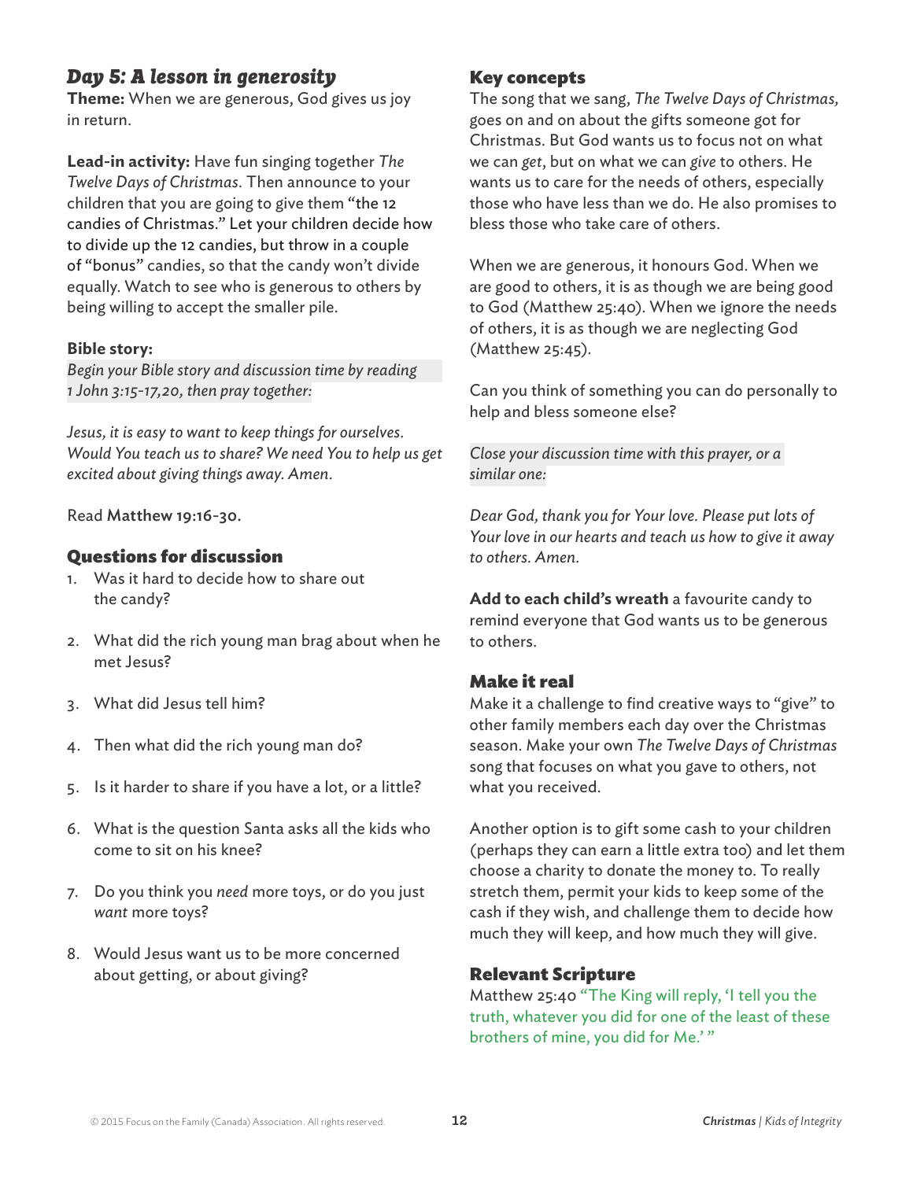## *Day 5: A lesson in generosity*

**Theme:** When we are generous, God gives us joy in return.

**Lead-in activity:** Have fun singing together *The Twelve Days of Christmas*. Then announce to your children that you are going to give them "the 12 candies of Christmas." Let your children decide how to divide up the 12 candies, but throw in a couple of "bonus" candies, so that the candy won't divide equally. Watch to see who is generous to others by being willing to accept the smaller pile.

**Bible story:**

*Begin your Bible story and discussion time by reading 1 John 3:15-17,20, then pray together:*

*Jesus, it is easy to want to keep things for ourselves. Would You teach us to share? We need You to help us get excited about giving things away. Amen.*

Read **Matthew 19:16-30.**

### Questions for discussion

1. Was it hard to decide how to share out the candy?
2. What did the rich young man brag about when he met Jesus?
3. What did Jesus tell him?
4. Then what did the rich young man do?
5. Is it harder to share if you have a lot, or a little?
6. What is the question Santa asks all the kids who come to sit on his knee?
7. Do you think you *need* more toys, or do you just *want* more toys?
8. Would Jesus want us to be more concerned about getting, or about giving?

### Key concepts

The song that we sang, *The Twelve Days of Christmas,* goes on and on about the gifts someone got for Christmas. But God wants us to focus not on what we can *get*, but on what we can *give* to others. He wants us to care for the needs of others, especially those who have less than we do. He also promises to bless those who take care of others.

When we are generous, it honours God. When we are good to others, it is as though we are being good to God (Matthew 25:40). When we ignore the needs of others, it is as though we are neglecting God (Matthew 25:45).

Can you think of something you can do personally to help and bless someone else?

*Close your discussion time with this prayer, or a similar one:*

*Dear God, thank you for Your love. Please put lots of Your love in our hearts and teach us how to give it away to others. Amen.*

**Add to each child's wreath** a favourite candy to remind everyone that God wants us to be generous to others.

### Make it real

Make it a challenge to find creative ways to "give" to other family members each day over the Christmas season. Make your own *The Twelve Days of Christmas* song that focuses on what you gave to others, not what you received.

Another option is to gift some cash to your children (perhaps they can earn a little extra too) and let them choose a charity to donate the money to. To really stretch them, permit your kids to keep some of the cash if they wish, and challenge them to decide how much they will keep, and how much they will give.

### Relevant Scripture

Matthew 25:40 "The King will reply, 'I tell you the truth, whatever you did for one of the least of these brothers of mine, you did for Me.' "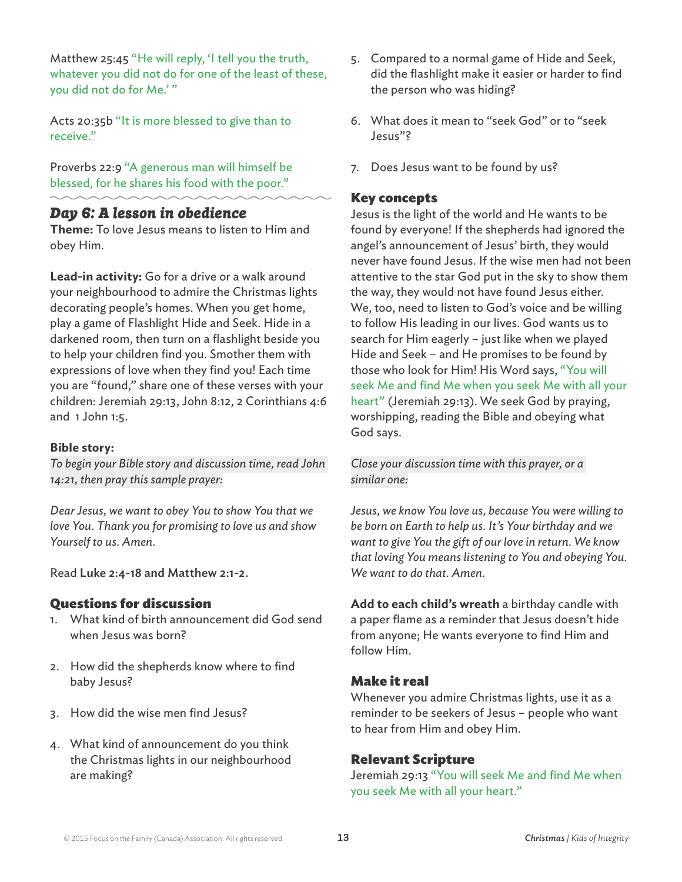Matthew 25:45 "He will reply, 'I tell you the truth, whatever you did not do for one of the least of these, you did not do for Me.' "

Acts 20:35b "It is more blessed to give than to receive."

Proverbs 22:9 "A generous man will himself be blessed, for he shares his food with the poor."

## Day 6: A lesson in obedience

**Theme:** To love Jesus means to listen to Him and obey Him.

**Lead-in activity:** Go for a drive or a walk around your neighbourhood to admire the Christmas lights decorating people's homes. When you get home, play a game of Flashlight Hide and Seek. Hide in a darkened room, then turn on a flashlight beside you to help your children find you. Smother them with expressions of love when they find you! Each time you are "found," share one of these verses with your children: Jeremiah 29:13, John 8:12, 2 Corinthians 4:6 and 1 John 1:5.

**Bible story:**

*To begin your Bible story and discussion time, read John 14:21, then pray this sample prayer:*

*Dear Jesus, we want to obey You to show You that we love You. Thank you for promising to love us and show Yourself to us. Amen.*

Read **Luke 2:4-18 and Matthew 2:1-2.**

### Questions for discussion

1. What kind of birth announcement did God send when Jesus was born?
2. How did the shepherds know where to find baby Jesus?
3. How did the wise men find Jesus?
4. What kind of announcement do you think the Christmas lights in our neighbourhood are making?
5. Compared to a normal game of Hide and Seek, did the flashlight make it easier or harder to find the person who was hiding?
6. What does it mean to "seek God" or to "seek Jesus"?
7. Does Jesus want to be found by us?

### Key concepts

Jesus is the light of the world and He wants to be found by everyone! If the shepherds had ignored the angel's announcement of Jesus' birth, they would never have found Jesus. If the wise men had not been attentive to the star God put in the sky to show them the way, they would not have found Jesus either. We, too, need to listen to God's voice and be willing to follow His leading in our lives. God wants us to search for Him eagerly – just like when we played Hide and Seek – and He promises to be found by those who look for Him! His Word says, "You will seek Me and find Me when you seek Me with all your heart" (Jeremiah 29:13). We seek God by praying, worshipping, reading the Bible and obeying what God says.

*Close your discussion time with this prayer, or a similar one:*

*Jesus, we know You love us, because You were willing to be born on Earth to help us. It's Your birthday and we want to give You the gift of our love in return. We know that loving You means listening to You and obeying You. We want to do that. Amen.*

**Add to each child's wreath** a birthday candle with a paper flame as a reminder that Jesus doesn't hide from anyone; He wants everyone to find Him and follow Him.

### Make it real

Whenever you admire Christmas lights, use it as a reminder to be seekers of Jesus – people who want to hear from Him and obey Him.

### Relevant Scripture

Jeremiah 29:13 "You will seek Me and find Me when you seek Me with all your heart."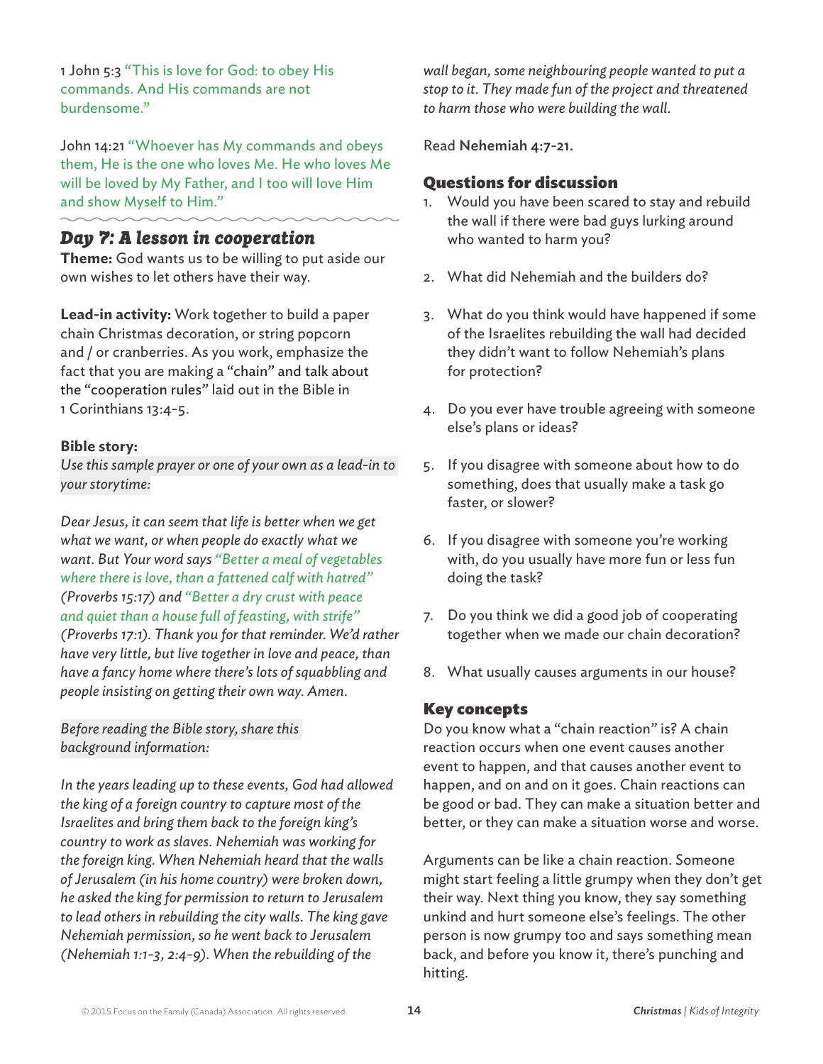1 John 5:3 "This is love for God: to obey His commands. And His commands are not burdensome."

John 14:21 "Whoever has My commands and obeys them, He is the one who loves Me. He who loves Me will be loved by My Father, and I too will love Him and show Myself to Him."

## *Day 7: A lesson in cooperation*

**Theme:** God wants us to be willing to put aside our own wishes to let others have their way.

**Lead-in activity:** Work together to build a paper chain Christmas decoration, or string popcorn and / or cranberries. As you work, emphasize the fact that you are making a "chain" and talk about the "cooperation rules" laid out in the Bible in 1 Corinthians 13:4-5.

**Bible story:**

*Use this sample prayer or one of your own as a lead-in to your storytime:*

*Dear Jesus, it can seem that life is better when we get what we want, or when people do exactly what we want. But Your word says "Better a meal of vegetables where there is love, than a fattened calf with hatred" (Proverbs 15:17) and "Better a dry crust with peace and quiet than a house full of feasting, with strife" (Proverbs 17:1). Thank you for that reminder. We'd rather have very little, but live together in love and peace, than have a fancy home where there's lots of squabbling and people insisting on getting their own way. Amen.*

*Before reading the Bible story, share this background information:*

*In the years leading up to these events, God had allowed the king of a foreign country to capture most of the Israelites and bring them back to the foreign king's country to work as slaves. Nehemiah was working for the foreign king. When Nehemiah heard that the walls of Jerusalem (in his home country) were broken down, he asked the king for permission to return to Jerusalem to lead others in rebuilding the city walls. The king gave Nehemiah permission, so he went back to Jerusalem (Nehemiah 1:1-3, 2:4-9). When the rebuilding of the wall began, some neighbouring people wanted to put a stop to it. They made fun of the project and threatened to harm those who were building the wall.*

Read **Nehemiah 4:7-21.**

### Questions for discussion

1. Would you have been scared to stay and rebuild the wall if there were bad guys lurking around who wanted to harm you?
2. What did Nehemiah and the builders do?
3. What do you think would have happened if some of the Israelites rebuilding the wall had decided they didn't want to follow Nehemiah's plans for protection?
4. Do you ever have trouble agreeing with someone else's plans or ideas?
5. If you disagree with someone about how to do something, does that usually make a task go faster, or slower?
6. If you disagree with someone you're working with, do you usually have more fun or less fun doing the task?
7. Do you think we did a good job of cooperating together when we made our chain decoration?
8. What usually causes arguments in our house?

### Key concepts

Do you know what a "chain reaction" is? A chain reaction occurs when one event causes another event to happen, and that causes another event to happen, and on and on it goes. Chain reactions can be good or bad. They can make a situation better and better, or they can make a situation worse and worse.

Arguments can be like a chain reaction. Someone might start feeling a little grumpy when they don't get their way. Next thing you know, they say something unkind and hurt someone else's feelings. The other person is now grumpy too and says something mean back, and before you know it, there's punching and hitting.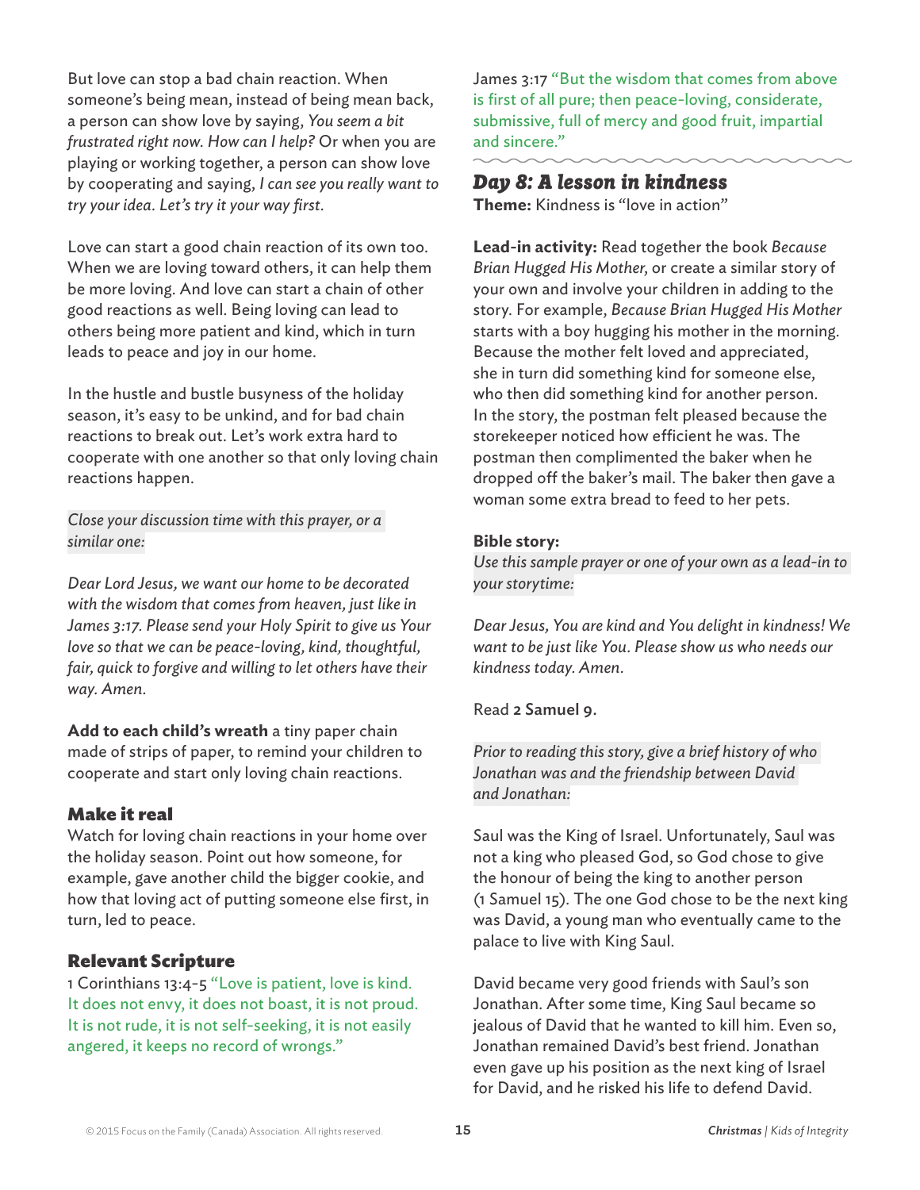But love can stop a bad chain reaction. When someone's being mean, instead of being mean back, a person can show love by saying, *You seem a bit frustrated right now. How can I help?* Or when you are playing or working together, a person can show love by cooperating and saying, *I can see you really want to try your idea. Let's try it your way first.*

Love can start a good chain reaction of its own too. When we are loving toward others, it can help them be more loving. And love can start a chain of other good reactions as well. Being loving can lead to others being more patient and kind, which in turn leads to peace and joy in our home.

In the hustle and bustle busyness of the holiday season, it's easy to be unkind, and for bad chain reactions to break out. Let's work extra hard to cooperate with one another so that only loving chain reactions happen.

*Close your discussion time with this prayer, or a similar one:*

*Dear Lord Jesus, we want our home to be decorated with the wisdom that comes from heaven, just like in James 3:17. Please send your Holy Spirit to give us Your love so that we can be peace-loving, kind, thoughtful, fair, quick to forgive and willing to let others have their way. Amen.*

**Add to each child's wreath** a tiny paper chain made of strips of paper, to remind your children to cooperate and start only loving chain reactions.

### Make it real

Watch for loving chain reactions in your home over the holiday season. Point out how someone, for example, gave another child the bigger cookie, and how that loving act of putting someone else first, in turn, led to peace.

### Relevant Scripture

1 Corinthians 13:4-5 "Love is patient, love is kind. It does not envy, it does not boast, it is not proud. It is not rude, it is not self-seeking, it is not easily angered, it keeps no record of wrongs."

James 3:17 "But the wisdom that comes from above is first of all pure; then peace-loving, considerate, submissive, full of mercy and good fruit, impartial and sincere."

## Day 8: A lesson in kindness

**Theme:** Kindness is "love in action"

**Lead-in activity:** Read together the book *Because Brian Hugged His Mother*, or create a similar story of your own and involve your children in adding to the story. For example, *Because Brian Hugged His Mother* starts with a boy hugging his mother in the morning. Because the mother felt loved and appreciated, she in turn did something kind for someone else, who then did something kind for another person. In the story, the postman felt pleased because the storekeeper noticed how efficient he was. The postman then complimented the baker when he dropped off the baker's mail. The baker then gave a woman some extra bread to feed to her pets.

**Bible story:**

*Use this sample prayer or one of your own as a lead-in to your storytime:*

*Dear Jesus, You are kind and You delight in kindness! We want to be just like You. Please show us who needs our kindness today. Amen.*

Read **2 Samuel 9.**

*Prior to reading this story, give a brief history of who Jonathan was and the friendship between David and Jonathan:*

Saul was the King of Israel. Unfortunately, Saul was not a king who pleased God, so God chose to give the honour of being the king to another person (1 Samuel 15). The one God chose to be the next king was David, a young man who eventually came to the palace to live with King Saul.

David became very good friends with Saul's son Jonathan. After some time, King Saul became so jealous of David that he wanted to kill him. Even so, Jonathan remained David's best friend. Jonathan even gave up his position as the next king of Israel for David, and he risked his life to defend David.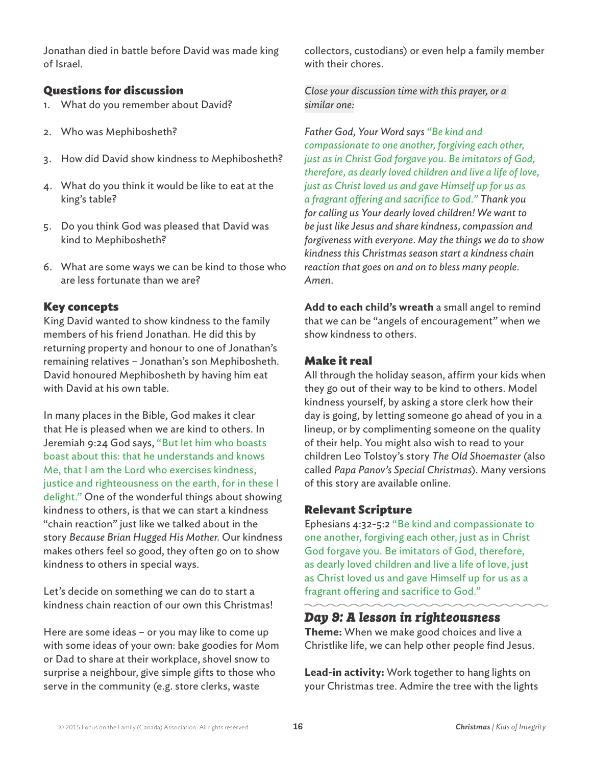Jonathan died in battle before David was made king of Israel.

### Questions for discussion

1. What do you remember about David?
2. Who was Mephibosheth?
3. How did David show kindness to Mephibosheth?
4. What do you think it would be like to eat at the king's table?
5. Do you think God was pleased that David was kind to Mephibosheth?
6. What are some ways we can be kind to those who are less fortunate than we are?

### Key concepts

King David wanted to show kindness to the family members of his friend Jonathan. He did this by returning property and honour to one of Jonathan's remaining relatives – Jonathan's son Mephibosheth. David honoured Mephibosheth by having him eat with David at his own table.

In many places in the Bible, God makes it clear that He is pleased when we are kind to others. In Jeremiah 9:24 God says, "But let him who boasts boast about this: that he understands and knows Me, that I am the Lord who exercises kindness, justice and righteousness on the earth, for in these I delight." One of the wonderful things about showing kindness to others, is that we can start a kindness "chain reaction" just like we talked about in the story *Because Brian Hugged His Mother.* Our kindness makes others feel so good, they often go on to show kindness to others in special ways.

Let's decide on something we can do to start a kindness chain reaction of our own this Christmas!

Here are some ideas – or you may like to come up with some ideas of your own: bake goodies for Mom or Dad to share at their workplace, shovel snow to surprise a neighbour, give simple gifts to those who serve in the community (e.g. store clerks, waste collectors, custodians) or even help a family member with their chores.

*Close your discussion time with this prayer, or a similar one:*

*Father God, Your Word says "Be kind and compassionate to one another, forgiving each other, just as in Christ God forgave you. Be imitators of God, therefore, as dearly loved children and live a life of love, just as Christ loved us and gave Himself up for us as a fragrant offering and sacrifice to God." Thank you for calling us Your dearly loved children! We want to be just like Jesus and share kindness, compassion and forgiveness with everyone. May the things we do to show kindness this Christmas season start a kindness chain reaction that goes on and on to bless many people. Amen.*

**Add to each child's wreath** a small angel to remind that we can be "angels of encouragement" when we show kindness to others.

### Make it real

All through the holiday season, affirm your kids when they go out of their way to be kind to others. Model kindness yourself, by asking a store clerk how their day is going, by letting someone go ahead of you in a lineup, or by complimenting someone on the quality of their help. You might also wish to read to your children Leo Tolstoy's story *The Old Shoemaster* (also called *Papa Panov's Special Christmas*). Many versions of this story are available online.

### Relevant Scripture

Ephesians 4:32-5:2 "Be kind and compassionate to one another, forgiving each other, just as in Christ God forgave you. Be imitators of God, therefore, as dearly loved children and live a life of love, just as Christ loved us and gave Himself up for us as a fragrant offering and sacrifice to God."

## *Day 9: A lesson in righteousness*

**Theme:** When we make good choices and live a Christlike life, we can help other people find Jesus.

**Lead-in activity:** Work together to hang lights on your Christmas tree. Admire the tree with the lights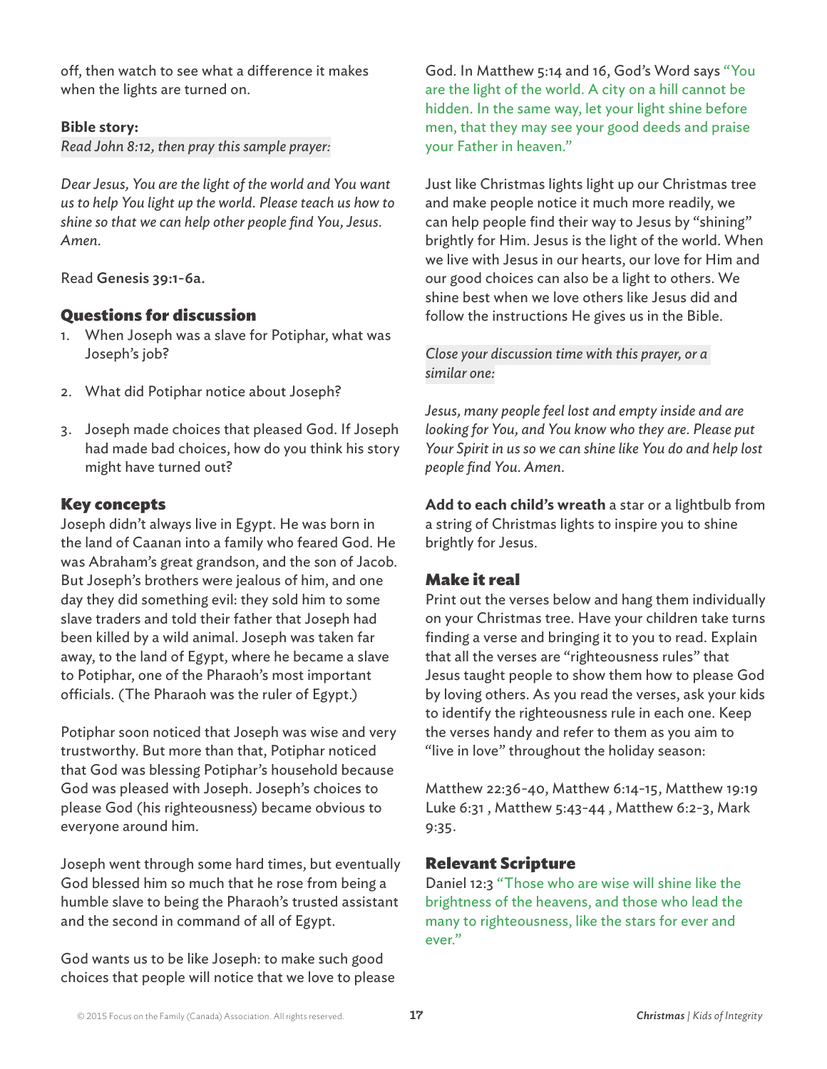off, then watch to see what a difference it makes when the lights are turned on.

**Bible story:**

*Read John 8:12, then pray this sample prayer:*

*Dear Jesus, You are the light of the world and You want us to help You light up the world. Please teach us how to shine so that we can help other people find You, Jesus. Amen.*

Read **Genesis 39:1-6a.**

## Questions for discussion

1. When Joseph was a slave for Potiphar, what was Joseph's job?
2. What did Potiphar notice about Joseph?
3. Joseph made choices that pleased God. If Joseph had made bad choices, how do you think his story might have turned out?

## Key concepts

Joseph didn't always live in Egypt. He was born in the land of Caanan into a family who feared God. He was Abraham's great grandson, and the son of Jacob. But Joseph's brothers were jealous of him, and one day they did something evil: they sold him to some slave traders and told their father that Joseph had been killed by a wild animal. Joseph was taken far away, to the land of Egypt, where he became a slave to Potiphar, one of the Pharaoh's most important officials. (The Pharaoh was the ruler of Egypt.)

Potiphar soon noticed that Joseph was wise and very trustworthy. But more than that, Potiphar noticed that God was blessing Potiphar's household because God was pleased with Joseph. Joseph's choices to please God (his righteousness) became obvious to everyone around him.

Joseph went through some hard times, but eventually God blessed him so much that he rose from being a humble slave to being the Pharaoh's trusted assistant and the second in command of all of Egypt.

God wants us to be like Joseph: to make such good choices that people will notice that we love to please God. In Matthew 5:14 and 16, God's Word says "You are the light of the world. A city on a hill cannot be hidden. In the same way, let your light shine before men, that they may see your good deeds and praise your Father in heaven."

Just like Christmas lights light up our Christmas tree and make people notice it much more readily, we can help people find their way to Jesus by "shining" brightly for Him. Jesus is the light of the world. When we live with Jesus in our hearts, our love for Him and our good choices can also be a light to others. We shine best when we love others like Jesus did and follow the instructions He gives us in the Bible.

*Close your discussion time with this prayer, or a similar one:*

*Jesus, many people feel lost and empty inside and are looking for You, and You know who they are. Please put Your Spirit in us so we can shine like You do and help lost people find You. Amen.*

**Add to each child's wreath** a star or a lightbulb from a string of Christmas lights to inspire you to shine brightly for Jesus.

## Make it real

Print out the verses below and hang them individually on your Christmas tree. Have your children take turns finding a verse and bringing it to you to read. Explain that all the verses are "righteousness rules" that Jesus taught people to show them how to please God by loving others. As you read the verses, ask your kids to identify the righteousness rule in each one. Keep the verses handy and refer to them as you aim to "live in love" throughout the holiday season:

Matthew 22:36-40, Matthew 6:14-15, Matthew 19:19 Luke 6:31 , Matthew 5:43-44 , Matthew 6:2-3, Mark 9:35.

## Relevant Scripture

Daniel 12:3 "Those who are wise will shine like the brightness of the heavens, and those who lead the many to righteousness, like the stars for ever and ever."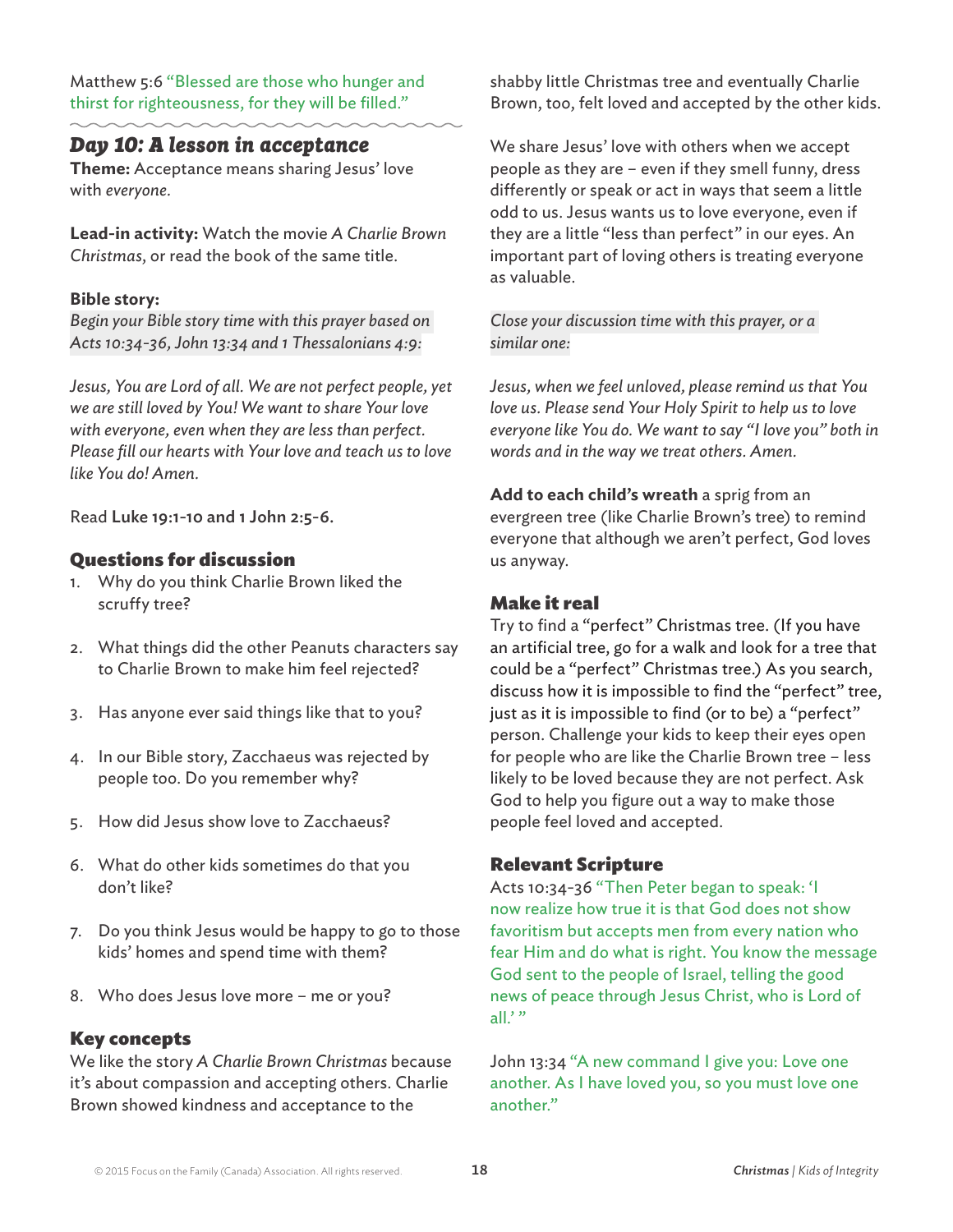Matthew 5:6 "Blessed are those who hunger and thirst for righteousness, for they will be filled."

## *Day 10: A lesson in acceptance*

**Theme:** Acceptance means sharing Jesus' love with *everyone*.

**Lead-in activity:** Watch the movie *A Charlie Brown Christmas*, or read the book of the same title.

**Bible story:**

*Begin your Bible story time with this prayer based on Acts 10:34-36, John 13:34 and 1 Thessalonians 4:9:*

*Jesus, You are Lord of all. We are not perfect people, yet we are still loved by You! We want to share Your love with everyone, even when they are less than perfect. Please fill our hearts with Your love and teach us to love like You do! Amen.*

Read **Luke 19:1-10 and 1 John 2:5-6.**

### Questions for discussion

1. Why do you think Charlie Brown liked the scruffy tree?
2. What things did the other Peanuts characters say to Charlie Brown to make him feel rejected?
3. Has anyone ever said things like that to you?
4. In our Bible story, Zacchaeus was rejected by people too. Do you remember why?
5. How did Jesus show love to Zacchaeus?
6. What do other kids sometimes do that you don't like?
7. Do you think Jesus would be happy to go to those kids' homes and spend time with them?
8. Who does Jesus love more – me or you?

### Key concepts

We like the story *A Charlie Brown Christmas* because it's about compassion and accepting others. Charlie Brown showed kindness and acceptance to the shabby little Christmas tree and eventually Charlie Brown, too, felt loved and accepted by the other kids.

We share Jesus' love with others when we accept people as they are – even if they smell funny, dress differently or speak or act in ways that seem a little odd to us. Jesus wants us to love everyone, even if they are a little "less than perfect" in our eyes. An important part of loving others is treating everyone as valuable.

*Close your discussion time with this prayer, or a similar one:*

*Jesus, when we feel unloved, please remind us that You love us. Please send Your Holy Spirit to help us to love everyone like You do. We want to say "I love you" both in words and in the way we treat others. Amen.*

**Add to each child's wreath** a sprig from an evergreen tree (like Charlie Brown's tree) to remind everyone that although we aren't perfect, God loves us anyway.

### Make it real

Try to find a "perfect" Christmas tree. (If you have an artificial tree, go for a walk and look for a tree that could be a "perfect" Christmas tree.) As you search, discuss how it is impossible to find the "perfect" tree, just as it is impossible to find (or to be) a "perfect" person. Challenge your kids to keep their eyes open for people who are like the Charlie Brown tree – less likely to be loved because they are not perfect. Ask God to help you figure out a way to make those people feel loved and accepted.

### Relevant Scripture

Acts 10:34-36 "Then Peter began to speak: 'I now realize how true it is that God does not show favoritism but accepts men from every nation who fear Him and do what is right. You know the message God sent to the people of Israel, telling the good news of peace through Jesus Christ, who is Lord of all.' "

John 13:34 "A new command I give you: Love one another. As I have loved you, so you must love one another."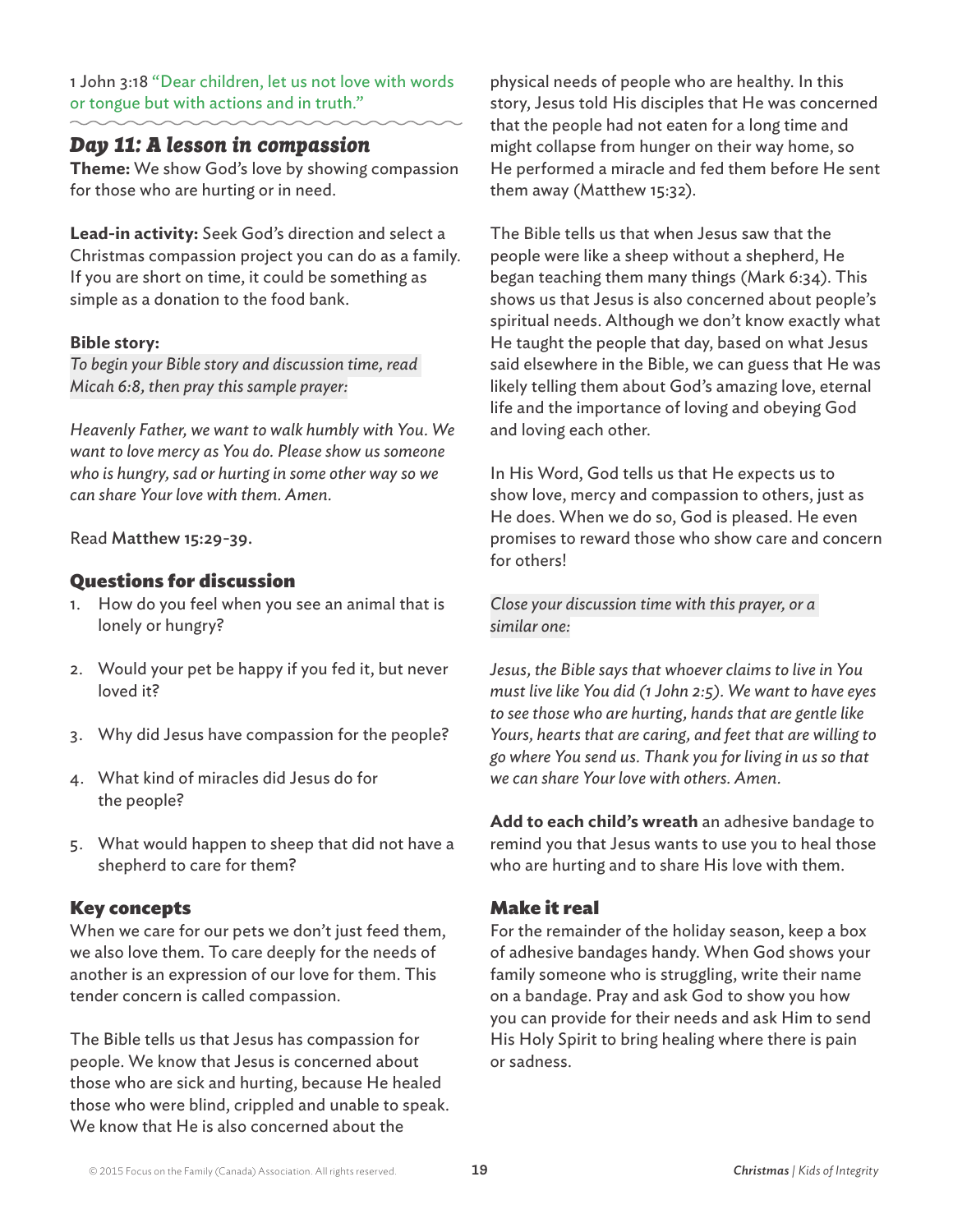1 John 3:18 "Dear children, let us not love with words or tongue but with actions and in truth."

## *Day 11: A lesson in compassion*

**Theme:** We show God's love by showing compassion for those who are hurting or in need.

**Lead-in activity:** Seek God's direction and select a Christmas compassion project you can do as a family. If you are short on time, it could be something as simple as a donation to the food bank.

**Bible story:**

*To begin your Bible story and discussion time, read Micah 6:8, then pray this sample prayer:*

*Heavenly Father, we want to walk humbly with You. We want to love mercy as You do. Please show us someone who is hungry, sad or hurting in some other way so we can share Your love with them. Amen.*

Read **Matthew 15:29-39.**

### Questions for discussion

1. How do you feel when you see an animal that is lonely or hungry?
2. Would your pet be happy if you fed it, but never loved it?
3. Why did Jesus have compassion for the people?
4. What kind of miracles did Jesus do for the people?
5. What would happen to sheep that did not have a shepherd to care for them?

### Key concepts

When we care for our pets we don't just feed them, we also love them. To care deeply for the needs of another is an expression of our love for them. This tender concern is called compassion.

The Bible tells us that Jesus has compassion for people. We know that Jesus is concerned about those who are sick and hurting, because He healed those who were blind, crippled and unable to speak. We know that He is also concerned about the physical needs of people who are healthy. In this story, Jesus told His disciples that He was concerned that the people had not eaten for a long time and might collapse from hunger on their way home, so He performed a miracle and fed them before He sent them away (Matthew 15:32).

The Bible tells us that when Jesus saw that the people were like a sheep without a shepherd, He began teaching them many things (Mark 6:34). This shows us that Jesus is also concerned about people's spiritual needs. Although we don't know exactly what He taught the people that day, based on what Jesus said elsewhere in the Bible, we can guess that He was likely telling them about God's amazing love, eternal life and the importance of loving and obeying God and loving each other.

In His Word, God tells us that He expects us to show love, mercy and compassion to others, just as He does. When we do so, God is pleased. He even promises to reward those who show care and concern for others!

*Close your discussion time with this prayer, or a similar one:*

*Jesus, the Bible says that whoever claims to live in You must live like You did (1 John 2:5). We want to have eyes to see those who are hurting, hands that are gentle like Yours, hearts that are caring, and feet that are willing to go where You send us. Thank you for living in us so that we can share Your love with others. Amen.*

**Add to each child's wreath** an adhesive bandage to remind you that Jesus wants to use you to heal those who are hurting and to share His love with them.

### Make it real

For the remainder of the holiday season, keep a box of adhesive bandages handy. When God shows your family someone who is struggling, write their name on a bandage. Pray and ask God to show you how you can provide for their needs and ask Him to send His Holy Spirit to bring healing where there is pain or sadness.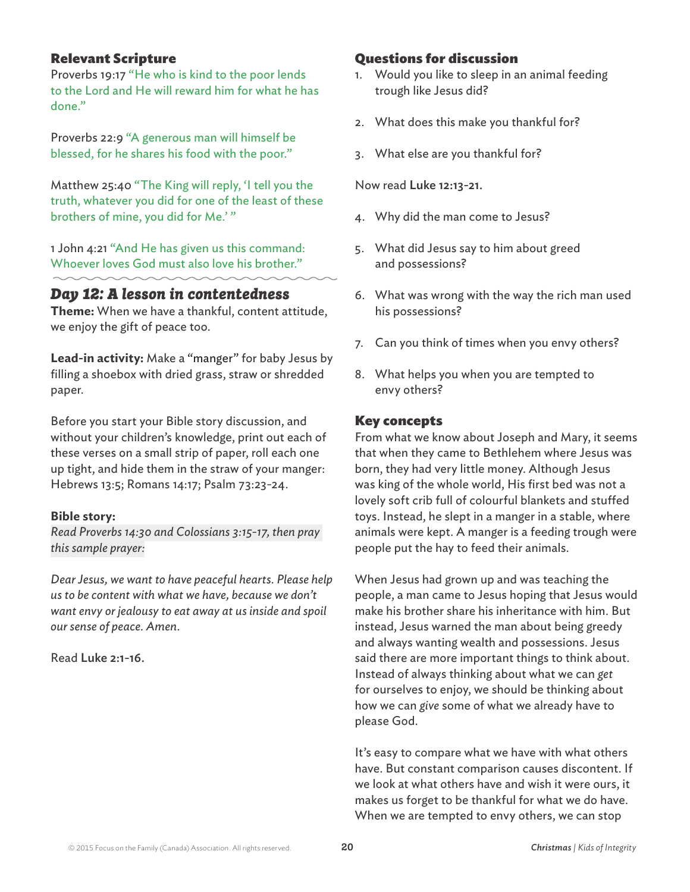### Relevant Scripture

Proverbs 19:17 "He who is kind to the poor lends to the Lord and He will reward him for what he has done."

Proverbs 22:9 "A generous man will himself be blessed, for he shares his food with the poor."

Matthew 25:40 "The King will reply, 'I tell you the truth, whatever you did for one of the least of these brothers of mine, you did for Me.' "

1 John 4:21 "And He has given us this command: Whoever loves God must also love his brother."

## *Day 12: A lesson in contentedness*

**Theme:** When we have a thankful, content attitude, we enjoy the gift of peace too.

**Lead-in activity:** Make a "manger" for baby Jesus by filling a shoebox with dried grass, straw or shredded paper.

Before you start your Bible story discussion, and without your children's knowledge, print out each of these verses on a small strip of paper, roll each one up tight, and hide them in the straw of your manger: Hebrews 13:5; Romans 14:17; Psalm 73:23-24.

**Bible story:**

*Read Proverbs 14:30 and Colossians 3:15-17, then pray this sample prayer:*

*Dear Jesus, we want to have peaceful hearts. Please help us to be content with what we have, because we don't want envy or jealousy to eat away at us inside and spoil our sense of peace. Amen.*

Read **Luke 2:1-16.**

### Questions for discussion

1. Would you like to sleep in an animal feeding trough like Jesus did?
2. What does this make you thankful for?
3. What else are you thankful for?

Now read **Luke 12:13-21.**

4. Why did the man come to Jesus?
5. What did Jesus say to him about greed and possessions?
6. What was wrong with the way the rich man used his possessions?
7. Can you think of times when you envy others?
8. What helps you when you are tempted to envy others?

### Key concepts

From what we know about Joseph and Mary, it seems that when they came to Bethlehem where Jesus was born, they had very little money. Although Jesus was king of the whole world, His first bed was not a lovely soft crib full of colourful blankets and stuffed toys. Instead, he slept in a manger in a stable, where animals were kept. A manger is a feeding trough were people put the hay to feed their animals.

When Jesus had grown up and was teaching the people, a man came to Jesus hoping that Jesus would make his brother share his inheritance with him. But instead, Jesus warned the man about being greedy and always wanting wealth and possessions. Jesus said there are more important things to think about. Instead of always thinking about what we can *get* for ourselves to enjoy, we should be thinking about how we can *give* some of what we already have to please God.

It's easy to compare what we have with what others have. But constant comparison causes discontent. If we look at what others have and wish it were ours, it makes us forget to be thankful for what we do have. When we are tempted to envy others, we can stop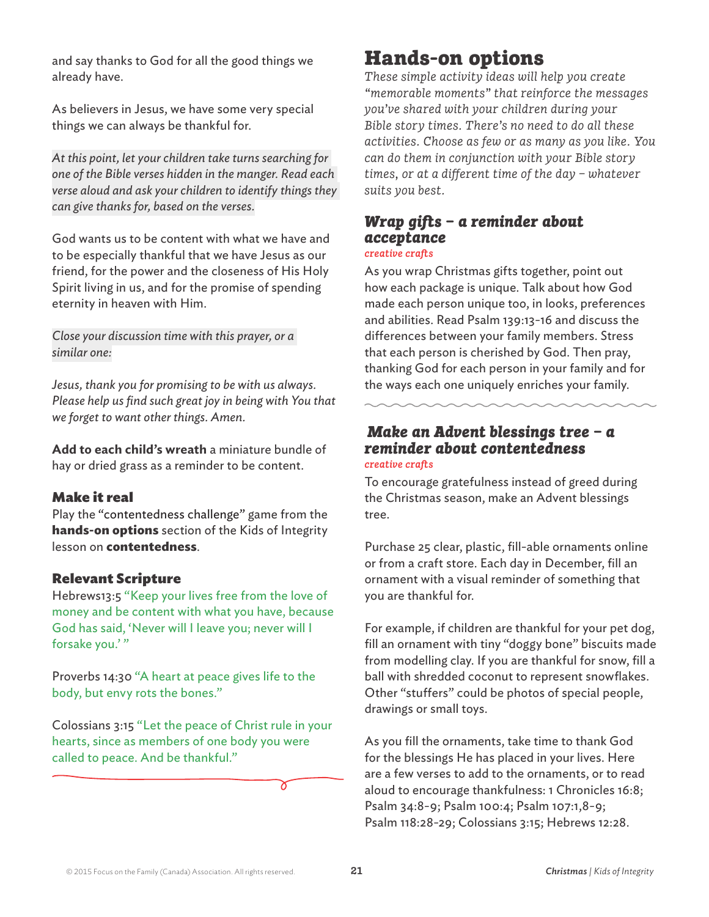and say thanks to God for all the good things we already have.

As believers in Jesus, we have some very special things we can always be thankful for.

*At this point, let your children take turns searching for one of the Bible verses hidden in the manger. Read each verse aloud and ask your children to identify things they can give thanks for, based on the verses.*

God wants us to be content with what we have and to be especially thankful that we have Jesus as our friend, for the power and the closeness of His Holy Spirit living in us, and for the promise of spending eternity in heaven with Him.

*Close your discussion time with this prayer, or a similar one:*

*Jesus, thank you for promising to be with us always. Please help us find such great joy in being with You that we forget to want other things. Amen.*

**Add to each child's wreath** a miniature bundle of hay or dried grass as a reminder to be content.

### Make it real

Play the "contentedness challenge" game from the **hands-on options** section of the Kids of Integrity lesson on **contentedness**.

### Relevant Scripture

Hebrews13:5 "Keep your lives free from the love of money and be content with what you have, because God has said, 'Never will I leave you; never will I forsake you.' "

Proverbs 14:30 "A heart at peace gives life to the body, but envy rots the bones."

Colossians 3:15 "Let the peace of Christ rule in your hearts, since as members of one body you were called to peace. And be thankful."

## Hands-on options

*These simple activity ideas will help you create "memorable moments" that reinforce the messages you've shared with your children during your Bible story times. There's no need to do all these activities. Choose as few or as many as you like. You can do them in conjunction with your Bible story times, or at a different time of the day – whatever suits you best.*

### *Wrap gifts – a reminder about acceptance*

*creative crafts*

As you wrap Christmas gifts together, point out how each package is unique. Talk about how God made each person unique too, in looks, preferences and abilities. Read Psalm 139:13-16 and discuss the differences between your family members. Stress that each person is cherished by God. Then pray, thanking God for each person in your family and for the ways each one uniquely enriches your family.

### *Make an Advent blessings tree – a reminder about contentedness*

*creative crafts*

To encourage gratefulness instead of greed during the Christmas season, make an Advent blessings tree.

Purchase 25 clear, plastic, fill-able ornaments online or from a craft store. Each day in December, fill an ornament with a visual reminder of something that you are thankful for.

For example, if children are thankful for your pet dog, fill an ornament with tiny "doggy bone" biscuits made from modelling clay. If you are thankful for snow, fill a ball with shredded coconut to represent snowflakes. Other "stuffers" could be photos of special people, drawings or small toys.

As you fill the ornaments, take time to thank God for the blessings He has placed in your lives. Here are a few verses to add to the ornaments, or to read aloud to encourage thankfulness: 1 Chronicles 16:8; Psalm 34:8-9; Psalm 100:4; Psalm 107:1,8-9; Psalm 118:28-29; Colossians 3:15; Hebrews 12:28.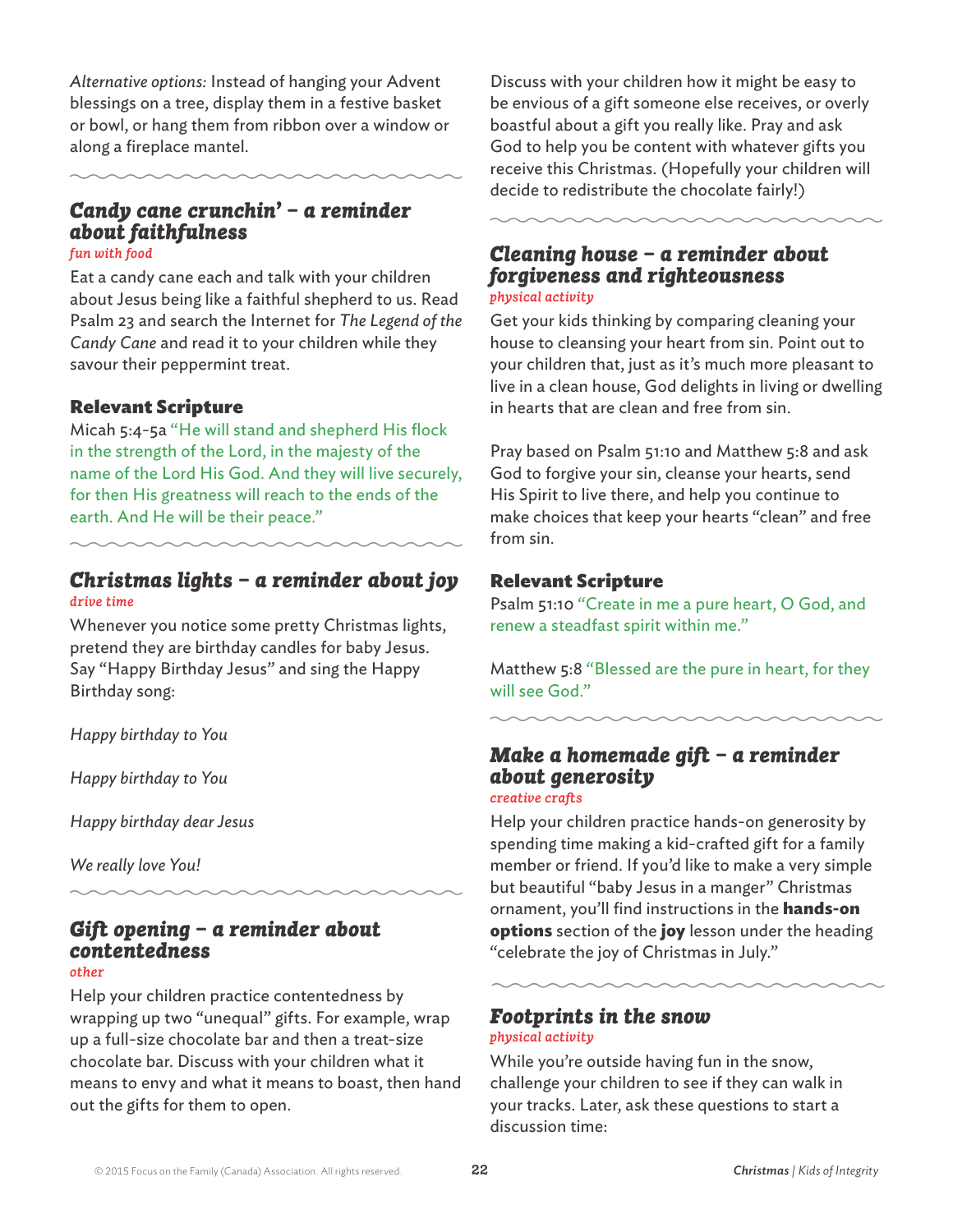*Alternative options:* Instead of hanging your Advent blessings on a tree, display them in a festive basket or bowl, or hang them from ribbon over a window or along a fireplace mantel.

## Candy cane crunchin' – a reminder about faithfulness

*fun with food*

Eat a candy cane each and talk with your children about Jesus being like a faithful shepherd to us. Read Psalm 23 and search the Internet for *The Legend of the Candy Cane* and read it to your children while they savour their peppermint treat.

### Relevant Scripture

Micah 5:4-5a "He will stand and shepherd His flock in the strength of the Lord, in the majesty of the name of the Lord His God. And they will live securely, for then His greatness will reach to the ends of the earth. And He will be their peace."

## Christmas lights – a reminder about joy

*drive time*

Whenever you notice some pretty Christmas lights, pretend they are birthday candles for baby Jesus. Say "Happy Birthday Jesus" and sing the Happy Birthday song:

*Happy birthday to You*

*Happy birthday to You*

*Happy birthday dear Jesus*

*We really love You!*

## Gift opening – a reminder about contentedness

*other*

Help your children practice contentedness by wrapping up two "unequal" gifts. For example, wrap up a full-size chocolate bar and then a treat-size chocolate bar. Discuss with your children what it means to envy and what it means to boast, then hand out the gifts for them to open.

Discuss with your children how it might be easy to be envious of a gift someone else receives, or overly boastful about a gift you really like. Pray and ask God to help you be content with whatever gifts you receive this Christmas. (Hopefully your children will decide to redistribute the chocolate fairly!)

## Cleaning house – a reminder about forgiveness and righteousness

*physical activity*

Get your kids thinking by comparing cleaning your house to cleansing your heart from sin. Point out to your children that, just as it's much more pleasant to live in a clean house, God delights in living or dwelling in hearts that are clean and free from sin.

Pray based on Psalm 51:10 and Matthew 5:8 and ask God to forgive your sin, cleanse your hearts, send His Spirit to live there, and help you continue to make choices that keep your hearts "clean" and free from sin.

### Relevant Scripture

Psalm 51:10 "Create in me a pure heart, O God, and renew a steadfast spirit within me."

Matthew 5:8 "Blessed are the pure in heart, for they will see God."

## Make a homemade gift – a reminder about generosity

*creative crafts*

Help your children practice hands-on generosity by spending time making a kid-crafted gift for a family member or friend. If you'd like to make a very simple but beautiful "baby Jesus in a manger" Christmas ornament, you'll find instructions in the **hands-on options** section of the **joy** lesson under the heading "celebrate the joy of Christmas in July."

## Footprints in the snow

*physical activity*

While you're outside having fun in the snow, challenge your children to see if they can walk in your tracks. Later, ask these questions to start a discussion time: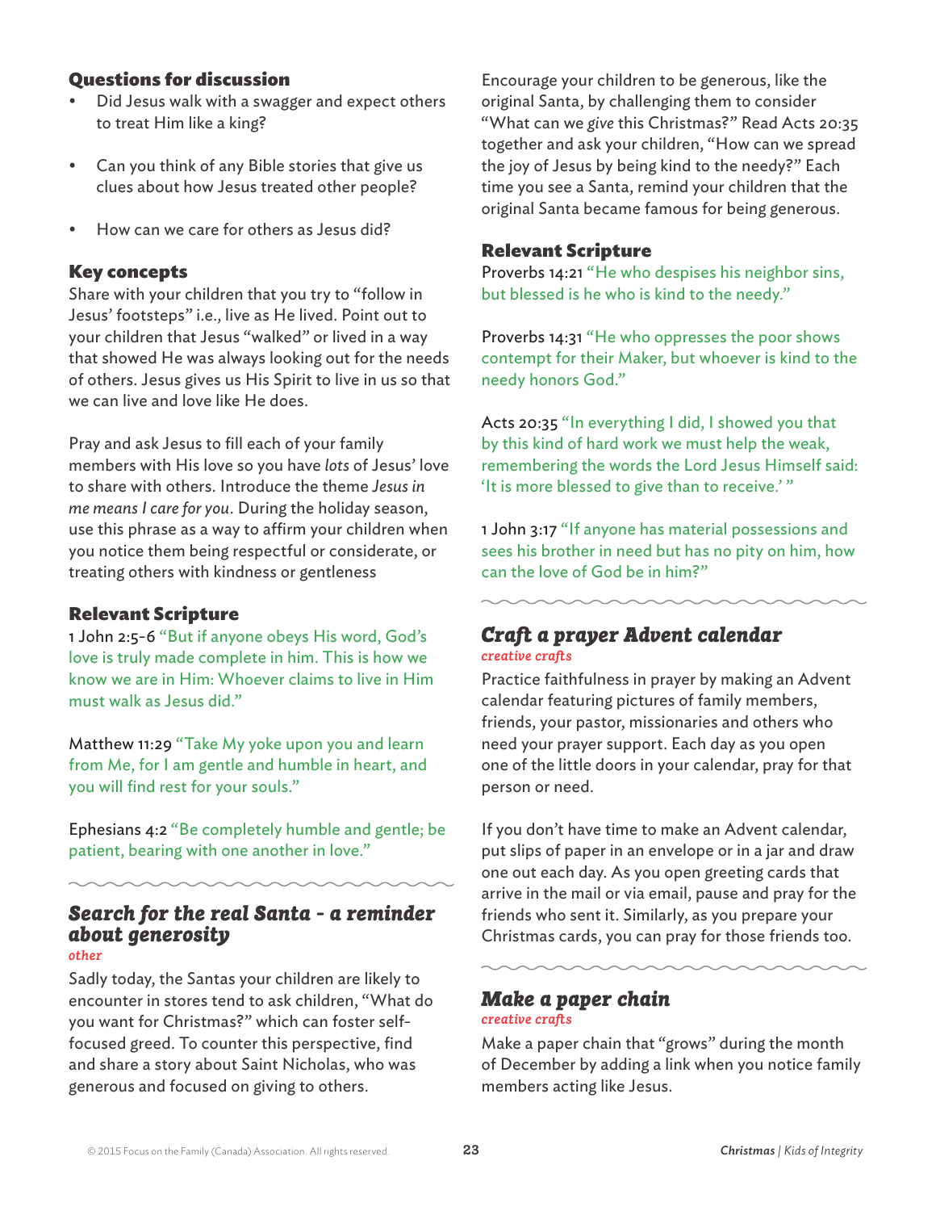### Questions for discussion

- Did Jesus walk with a swagger and expect others to treat Him like a king?
- Can you think of any Bible stories that give us clues about how Jesus treated other people?
- How can we care for others as Jesus did?

### Key concepts

Share with your children that you try to "follow in Jesus' footsteps" i.e., live as He lived. Point out to your children that Jesus "walked" or lived in a way that showed He was always looking out for the needs of others. Jesus gives us His Spirit to live in us so that we can live and love like He does.

Pray and ask Jesus to fill each of your family members with His love so you have *lots* of Jesus' love to share with others. Introduce the theme *Jesus in me means I care for you*. During the holiday season, use this phrase as a way to affirm your children when you notice them being respectful or considerate, or treating others with kindness or gentleness

### Relevant Scripture

1 John 2:5-6 "But if anyone obeys His word, God's love is truly made complete in him. This is how we know we are in Him: Whoever claims to live in Him must walk as Jesus did."

Matthew 11:29 "Take My yoke upon you and learn from Me, for I am gentle and humble in heart, and you will find rest for your souls."

Ephesians 4:2 "Be completely humble and gentle; be patient, bearing with one another in love."

## *Search for the real Santa - a reminder about generosity*

*other*

Sadly today, the Santas your children are likely to encounter in stores tend to ask children, "What do you want for Christmas?" which can foster self-focused greed. To counter this perspective, find and share a story about Saint Nicholas, who was generous and focused on giving to others.

Encourage your children to be generous, like the original Santa, by challenging them to consider "What can we *give* this Christmas?" Read Acts 20:35 together and ask your children, "How can we spread the joy of Jesus by being kind to the needy?" Each time you see a Santa, remind your children that the original Santa became famous for being generous.

### Relevant Scripture

Proverbs 14:21 "He who despises his neighbor sins, but blessed is he who is kind to the needy."

Proverbs 14:31 "He who oppresses the poor shows contempt for their Maker, but whoever is kind to the needy honors God."

Acts 20:35 "In everything I did, I showed you that by this kind of hard work we must help the weak, remembering the words the Lord Jesus Himself said: 'It is more blessed to give than to receive.' "

1 John 3:17 "If anyone has material possessions and sees his brother in need but has no pity on him, how can the love of God be in him?"

## *Craft a prayer Advent calendar*

*creative crafts*

Practice faithfulness in prayer by making an Advent calendar featuring pictures of family members, friends, your pastor, missionaries and others who need your prayer support. Each day as you open one of the little doors in your calendar, pray for that person or need.

If you don't have time to make an Advent calendar, put slips of paper in an envelope or in a jar and draw one out each day. As you open greeting cards that arrive in the mail or via email, pause and pray for the friends who sent it. Similarly, as you prepare your Christmas cards, you can pray for those friends too.

## *Make a paper chain*

*creative crafts*

Make a paper chain that "grows" during the month of December by adding a link when you notice family members acting like Jesus.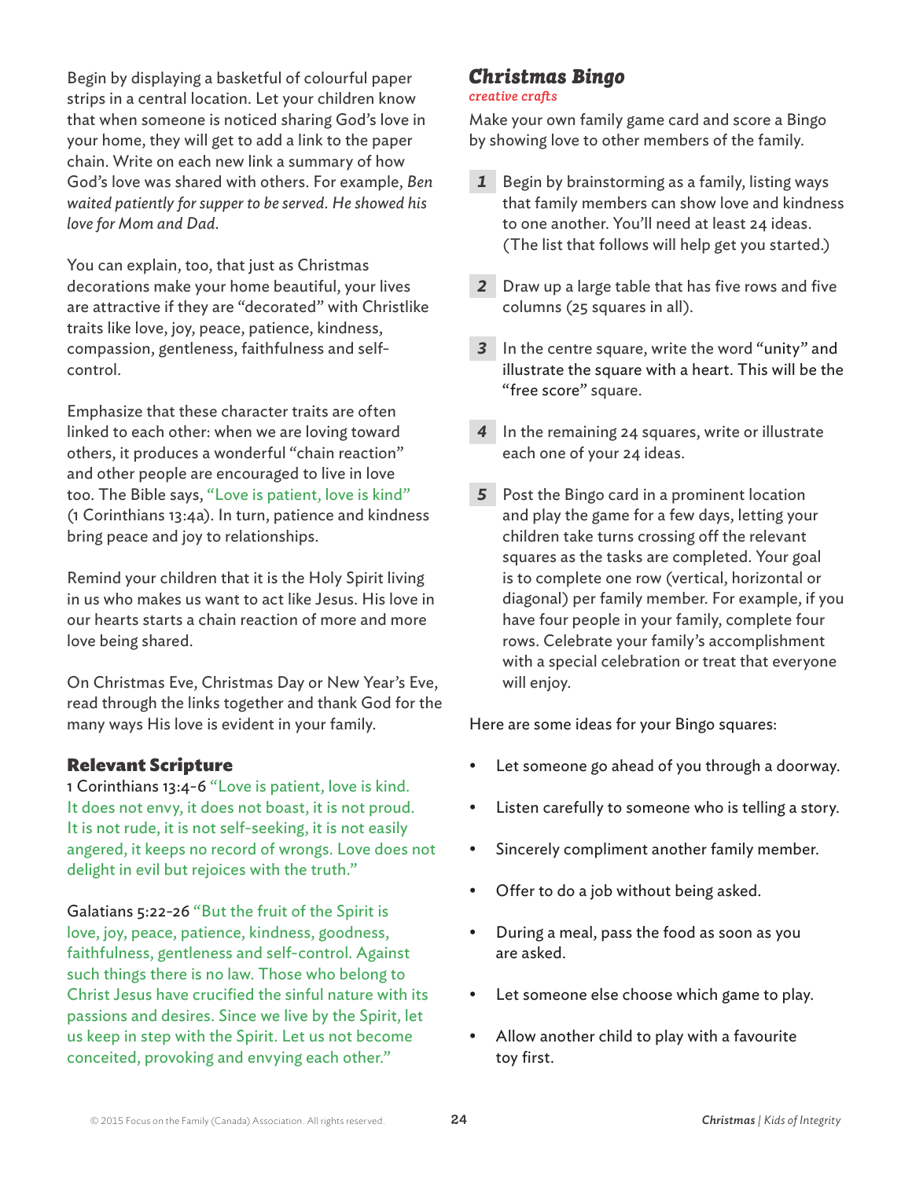Begin by displaying a basketful of colourful paper strips in a central location. Let your children know that when someone is noticed sharing God's love in your home, they will get to add a link to the paper chain. Write on each new link a summary of how God's love was shared with others. For example, *Ben waited patiently for supper to be served. He showed his love for Mom and Dad.*

You can explain, too, that just as Christmas decorations make your home beautiful, your lives are attractive if they are "decorated" with Christlike traits like love, joy, peace, patience, kindness, compassion, gentleness, faithfulness and self-control.

Emphasize that these character traits are often linked to each other: when we are loving toward others, it produces a wonderful "chain reaction" and other people are encouraged to live in love too. The Bible says, "Love is patient, love is kind" (1 Corinthians 13:4a). In turn, patience and kindness bring peace and joy to relationships.

Remind your children that it is the Holy Spirit living in us who makes us want to act like Jesus. His love in our hearts starts a chain reaction of more and more love being shared.

On Christmas Eve, Christmas Day or New Year's Eve, read through the links together and thank God for the many ways His love is evident in your family.

### Relevant Scripture

1 Corinthians 13:4-6 "Love is patient, love is kind. It does not envy, it does not boast, it is not proud. It is not rude, it is not self-seeking, it is not easily angered, it keeps no record of wrongs. Love does not delight in evil but rejoices with the truth."

Galatians 5:22-26 "But the fruit of the Spirit is love, joy, peace, patience, kindness, goodness, faithfulness, gentleness and self-control. Against such things there is no law. Those who belong to Christ Jesus have crucified the sinful nature with its passions and desires. Since we live by the Spirit, let us keep in step with the Spirit. Let us not become conceited, provoking and envying each other."

## *Christmas Bingo*

*creative crafts*

Make your own family game card and score a Bingo by showing love to other members of the family.

1. Begin by brainstorming as a family, listing ways that family members can show love and kindness to one another. You'll need at least 24 ideas. (The list that follows will help get you started.)
2. Draw up a large table that has five rows and five columns (25 squares in all).
3. In the centre square, write the word "unity" and illustrate the square with a heart. This will be the "free score" square.
4. In the remaining 24 squares, write or illustrate each one of your 24 ideas.
5. Post the Bingo card in a prominent location and play the game for a few days, letting your children take turns crossing off the relevant squares as the tasks are completed. Your goal is to complete one row (vertical, horizontal or diagonal) per family member. For example, if you have four people in your family, complete four rows. Celebrate your family's accomplishment with a special celebration or treat that everyone will enjoy.

Here are some ideas for your Bingo squares:

- Let someone go ahead of you through a doorway.
- Listen carefully to someone who is telling a story.
- Sincerely compliment another family member.
- Offer to do a job without being asked.
- During a meal, pass the food as soon as you are asked.
- Let someone else choose which game to play.
- Allow another child to play with a favourite toy first.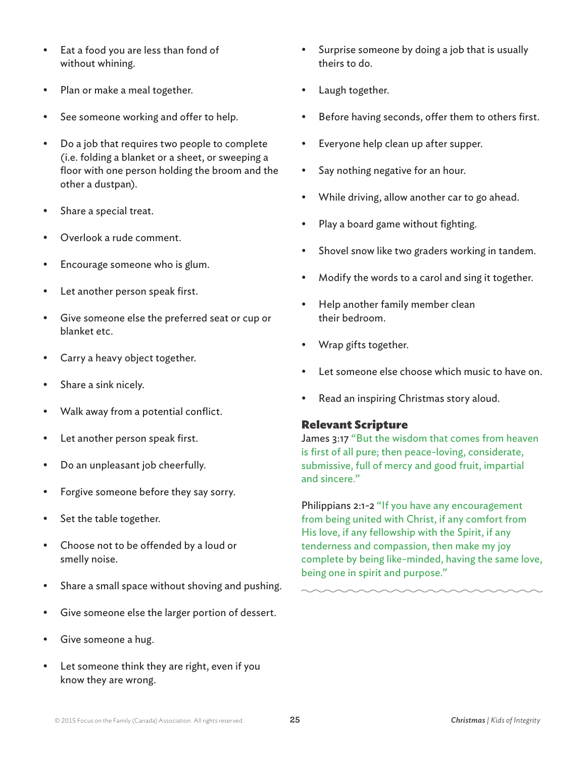- Eat a food you are less than fond of without whining.
- Plan or make a meal together.
- See someone working and offer to help.
- Do a job that requires two people to complete (i.e. folding a blanket or a sheet, or sweeping a floor with one person holding the broom and the other a dustpan).
- Share a special treat.
- Overlook a rude comment.
- Encourage someone who is glum.
- Let another person speak first.
- Give someone else the preferred seat or cup or blanket etc.
- Carry a heavy object together.
- Share a sink nicely.
- Walk away from a potential conflict.
- Let another person speak first.
- Do an unpleasant job cheerfully.
- Forgive someone before they say sorry.
- Set the table together.
- Choose not to be offended by a loud or smelly noise.
- Share a small space without shoving and pushing.
- Give someone else the larger portion of dessert.
- Give someone a hug.
- Let someone think they are right, even if you know they are wrong.
- Surprise someone by doing a job that is usually theirs to do.
- Laugh together.
- Before having seconds, offer them to others first.
- Everyone help clean up after supper.
- Say nothing negative for an hour.
- While driving, allow another car to go ahead.
- Play a board game without fighting.
- Shovel snow like two graders working in tandem.
- Modify the words to a carol and sing it together.
- Help another family member clean their bedroom.
- Wrap gifts together.
- Let someone else choose which music to have on.
- Read an inspiring Christmas story aloud.

### Relevant Scripture

James 3:17 "But the wisdom that comes from heaven is first of all pure; then peace-loving, considerate, submissive, full of mercy and good fruit, impartial and sincere."

Philippians 2:1-2 "If you have any encouragement from being united with Christ, if any comfort from His love, if any fellowship with the Spirit, if any tenderness and compassion, then make my joy complete by being like-minded, having the same love, being one in spirit and purpose."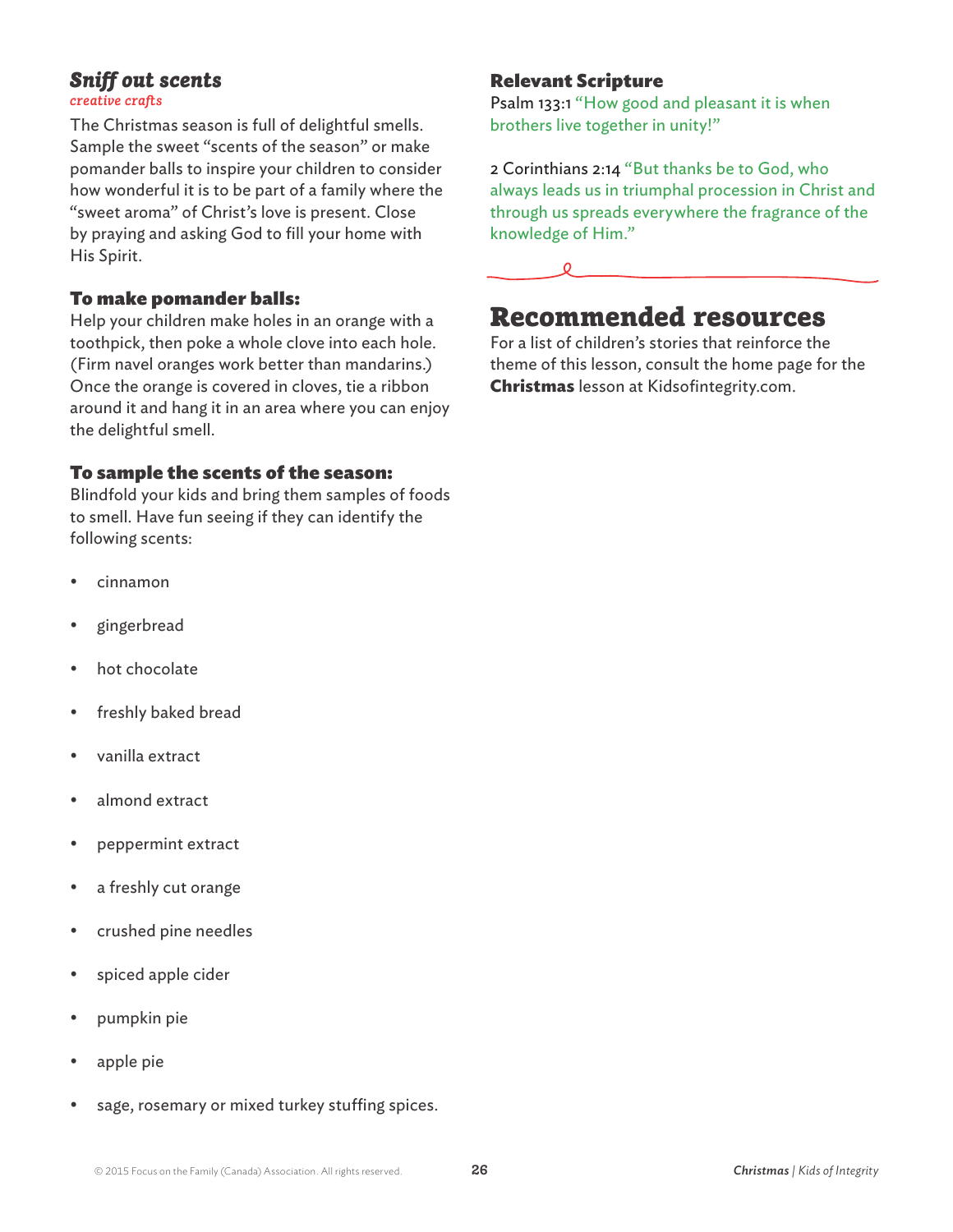## *Sniff out scents*

*creative crafts*

The Christmas season is full of delightful smells. Sample the sweet "scents of the season" or make pomander balls to inspire your children to consider how wonderful it is to be part of a family where the "sweet aroma" of Christ's love is present. Close by praying and asking God to fill your home with His Spirit.

### To make pomander balls:

Help your children make holes in an orange with a toothpick, then poke a whole clove into each hole. (Firm navel oranges work better than mandarins.) Once the orange is covered in cloves, tie a ribbon around it and hang it in an area where you can enjoy the delightful smell.

### To sample the scents of the season:

Blindfold your kids and bring them samples of foods to smell. Have fun seeing if they can identify the following scents:

- cinnamon
- gingerbread
- hot chocolate
- freshly baked bread
- vanilla extract
- almond extract
- peppermint extract
- a freshly cut orange
- crushed pine needles
- spiced apple cider
- pumpkin pie
- apple pie
- sage, rosemary or mixed turkey stuffing spices.

### Relevant Scripture

Psalm 133:1 "How good and pleasant it is when brothers live together in unity!"

2 Corinthians 2:14 "But thanks be to God, who always leads us in triumphal procession in Christ and through us spreads everywhere the fragrance of the knowledge of Him."

## Recommended resources

For a list of children's stories that reinforce the theme of this lesson, consult the home page for the **Christmas** lesson at Kidsofintegrity.com.